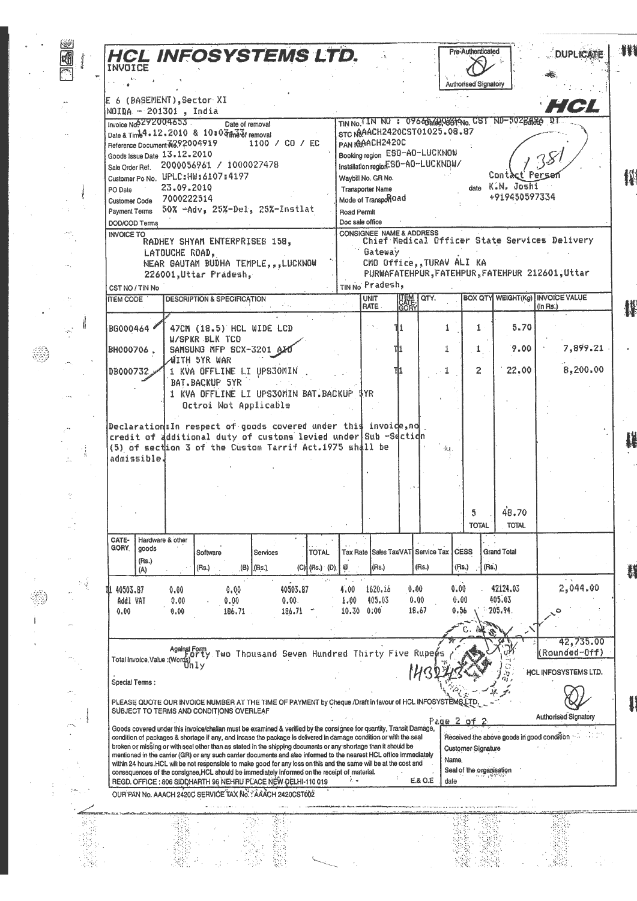# HCL INFOSYSTEMS LTD.

INVOICE

Pre-Authenticated
Authorised Signatory

DUPLICATE

E 6 (BASEMENT), Sector XI
NOIDA - 201301, India

**HCL**

| | |
|---|---|
| Invoice No. 6292004653 | TIN No. TIN NO : 09665200201 CST ND-5022485 DT |
| Date & Time 14.12.2010 & 10:07:33 Date of removal / Time of removal | STC No. AAACH2420CST01025.08.87 |
| Reference Document No. 7292004919 1100 / CO / EC | PAN No. AAACH2420C |
| Goods Issue Date 13.12.2010 | Booking region ESO-AO-LUCKNOW |
| Sale Order Ref. 2000056961 / 1000027478 | Installation region ESO-AO-LUCKNOW/ |
| Customer Po No. UPLC:HW:6107:4197 | Waybill No. GR No. |
| PO Date 23.09.2010 | Transporter Name |
| Customer Code 7000222514 | Mode of Transport Road |
| Payment Terms 50% -Adv, 25%-Del, 25%-Instlat | Road Permit |
| DOD/COD Terms | Doc sale office |

1381

Contact Person K.N. Joshi
+919450597334

**INVOICE TO**
RADHEY SHYAM ENTERPRISES 158,
LATOUCHE ROAD,
NEAR GAUTAM BUDHA TEMPLE,,,LUCKNOW
226001,Uttar Pradesh,

CST NO / TIN No

**CONSIGNEE NAME & ADDRESS**
Chief Medical Officer State Services Delivery Gateway
CMO Office,,TURAV ALI KA
PURWAFATEHPUR,FATEHPUR,FATEHPUR 212601,Uttar Pradesh,

TIN No

| ITEM CODE | DESCRIPTION & SPECIFICATION | UNIT RATE | ITEM CATE-GORY | QTY. | BOX QTY | WEIGHT(Kg) | INVOICE VALUE (In Rs.) |
|---|---|---|---|---|---|---|---|
| BG000464 | 47CM (18.5) HCL WIDE LCD W/SPKR BLK TCO | | T1 | 1 | 1 | 5.70 | |
| BH000706 | SAMSUNG MFP SCX-3201 AIO WITH 5YR WAR | | T1 | 1 | 1 | 9.00 | 7,899.21 |
| DB000732 | 1 KVA OFFLINE LI UPS30MIN BAT.BACKUP 5YR<br>1 KVA OFFLINE LI UPS30MIN BAT.BACKUP 5YR<br>Octroi Not Applicable | | T1 | 1 | 2 | 22.00 | 8,200.00 |
| | | | | | 5<br>TOTAL | 48.70<br>TOTAL | |

Declaration:In respect of goods covered under this invoice,no credit of additional duty of customs levied under Sub -Section (5) of section 3 of the Custom Tarrif Act.1975 shall be admissible.

| CATE-GORY | Hardware & other goods (Rs.) (A) | Software (Rs.) (B) | Services (Rs.) (C) | TOTAL (Rs.) (D) | Tax Rate @ | Sales Tax/VAT (Rs.) | Service Tax (Rs.) | CESS (Rs.) | Grand Total (Rs.) | |
|---|---|---|---|---|---|---|---|---|---|---|
| T1 | 40503.87 | 0.00 | 0.00 | 40503.87 | 4.00 | 1620.16 | 0.00 | 0.00 | 42124.03 | 2,044.00 |
| Addl VAT | 0.00 | 0.00 | 0.00 | 0.00 | 1.00 | 405.03 | 0.00 | 0.00 | 405.03 | |
| 0.00 | 0.00 | 186.71 | | 186.71 | 10.30 | 0.00 | 18.67 | 0.56 | 205.94 | |

42,735.00 (Rounded-Off)

Against Form
Total Invoice Value :(Words) Forty Two Thousand Seven Hundred Thirty Five Rupees Only

143243

HCL INFOSYSTEMS LTD.

Special Terms :

PLEASE QUOTE OUR INVOICE NUMBER AT THE TIME OF PAYMENT by Cheque /Draft in favour of HCL INFOSYSTEMS LTD.
SUBJECT TO TERMS AND CONDITIONS OVERLEAF

Authorised Signatory

Goods covered under this invoice/challan must be examined & verified by the consignee for quantity, Transit Damage, condition of packages & shortage if any, and incase the package is delivered in damage condition or with the seal broken or missing or with seal other than as stated in the shipping documents or any shortage than it should be mentioned in the carrier (GR) or any such carrier documents and also informed to the nearest HCL office immediately within 24 hours.HCL will be not responsible to make good for any loss on this and the same will be at the cost and consequences of the consignee,HCL should be immediately informed on the receipt of material.

REGD. OFFICE : 806 SIDDHARTH 96 NEHRU PLACE NEW DELHI-110 019 E.& O.E

Received the above goods in good condition
Customer Signature
Name
Seal of the organisation
date

OUR PAN No. AAACH 2420C SERVICE TAX No. : AAACH 2420CST002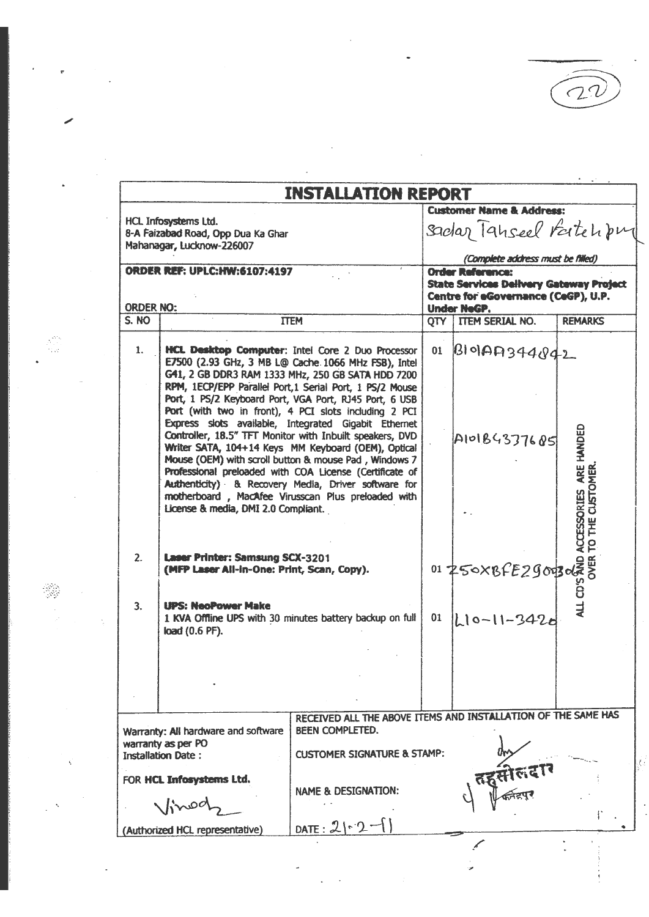# INSTALLATION REPORT

| | |
|---|---|
| HCL Infosystems Ltd.<br>8-A Faizabad Road, Opp Dua Ka Ghar<br>Mahanagar, Lucknow-226007 | **Customer Name & Address:**<br>Sadar Tahseel Fatehpur<br>*(Complete address must be filled)* |
| **ORDER REF: UPLC:HW:6107:4197**<br><br>**ORDER NO:** | **Order Reference:**<br>**State Services Delivery Gateway Project Centre for eGovernance (CeGP), U.P. Under NeGP.** |

| S. NO | ITEM | QTY | ITEM SERIAL NO. | REMARKS |
|---|---|---|---|---|
| 1. | **HCL Desktop Computer**: Intel Core 2 Duo Processor E7500 (2.93 GHz, 3 MB L@ Cache 1066 MHz FSB), Intel G41, 2 GB DDR3 RAM 1333 MHz, 250 GB SATA HDD 7200 RPM, 1ECP/EPP Parallel Port, 1 Serial Port, 1 PS/2 Mouse Port, 1 PS/2 Keyboard Port, VGA Port, RJ45 Port, 6 USB Port (with two in front), 4 PCI slots including 2 PCI Express slots available, Integrated Gigabit Ethernet Controller, 18.5" TFT Monitor with Inbuilt speakers, DVD Writer SATA, 104+14 Keys MM Keyboard (OEM), Optical Mouse (OEM) with scroll button & mouse Pad, Windows 7 Professional preloaded with COA License (Certificate of Authenticity) & Recovery Media, Driver software for motherboard, MacAfee Virusscan Plus preloaded with License & media, DMI 2.0 Compliant. | 01 | B101AA344842<br><br>A101B4337685 | ALL CD'S AND ACCESSORIES ARE HANDED OVER TO THE CUSTOMER. |
| 2. | **Laser Printer: Samsung SCX-3201 (MFP Laser All-in-One: Print, Scan, Copy).** | 01 | Z50XBFE29003d | |
| 3. | **UPS: NeoPower Make**<br>1 KVA Offline UPS with 30 minutes battery backup on full load (0.6 PF). | 01 | L10-11-3420 | |

| | |
|---|---|
| Warranty: All hardware and software warranty as per PO<br>Installation Date : | RECEIVED ALL THE ABOVE ITEMS AND INSTALLATION OF THE SAME HAS BEEN COMPLETED.<br><br>CUSTOMER SIGNATURE & STAMP: |
| FOR **HCL Infosystems Ltd.**<br>Vinod<br>(Authorized HCL representative) | NAME & DESIGNATION: तहसीलदार फतेहपुर<br><br>DATE : 21-2-11 |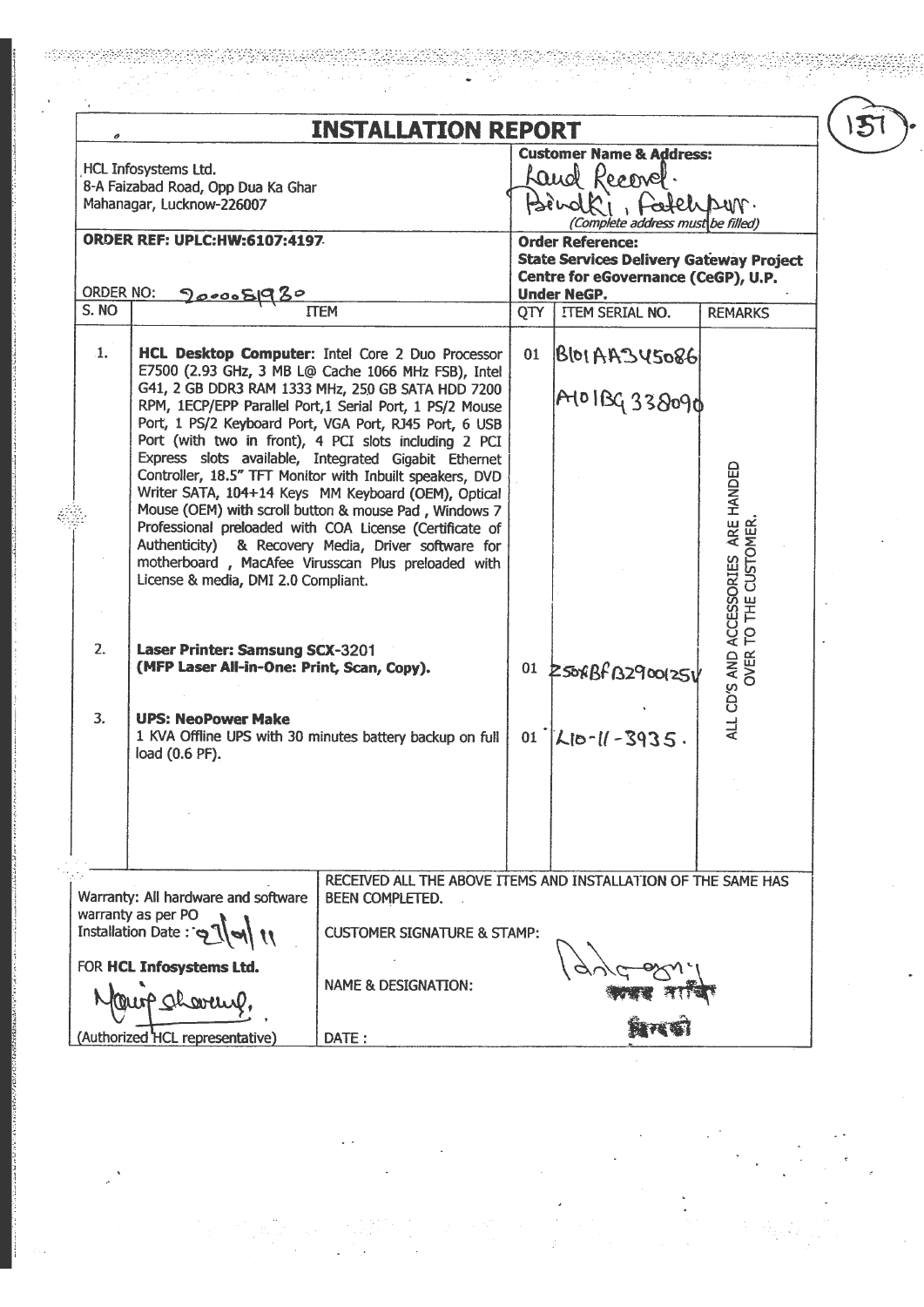# INSTALLATION REPORT

| HCL Infosystems Ltd.<br>8-A Faizabad Road, Opp Dua Ka Ghar<br>Mahanagar, Lucknow-226007 | **Customer Name & Address:**<br>Land Record.<br>Bindki, Fatehpur.<br>*(Complete address must be filled)* |
|---|---|
| **ORDER REF: UPLC:HW:6107:4197**<br><br>ORDER NO: 900051980 | **Order Reference:**<br>**State Services Delivery Gateway Project Centre for eGovernance (CeGP), U.P. Under NeGP.** |

| S. NO | ITEM | QTY | ITEM SERIAL NO. | REMARKS |
|---|---|---|---|---|
| 1. | **HCL Desktop Computer**: Intel Core 2 Duo Processor E7500 (2.93 GHz, 3 MB L@ Cache 1066 MHz FSB), Intel G41, 2 GB DDR3 RAM 1333 MHz, 250 GB SATA HDD 7200 RPM, 1ECP/EPP Parallel Port, 1 Serial Port, 1 PS/2 Mouse Port, 1 PS/2 Keyboard Port, VGA Port, RJ45 Port, 6 USB Port (with two in front), 4 PCI slots including 2 PCI Express slots available, Integrated Gigabit Ethernet Controller, 18.5" TFT Monitor with Inbuilt speakers, DVD Writer SATA, 104+14 Keys MM Keyboard (OEM), Optical Mouse (OEM) with scroll button & mouse Pad, Windows 7 Professional preloaded with COA License (Certificate of Authenticity) & Recovery Media, Driver software for motherboard, MacAfee Virusscan Plus preloaded with License & media, DMI 2.0 Compliant. | 01 | B101AA345086<br>A101BG338090 | ALL CD'S AND ACCESSORIES ARE HANDED OVER TO THE CUSTOMER. |
| 2. | **Laser Printer: Samsung SCX-3201**<br>**(MFP Laser All-in-One: Print, Scan, Copy).** | 01 | Z50XBFB29001254 | |
| 3. | **UPS: NeoPower Make**<br>1 KVA Offline UPS with 30 minutes battery backup on full load (0.6 PF). | 01 | L10-11-3935. | |

| Warranty: All hardware and software warranty as per PO<br>Installation Date : 27/01/11<br><br>FOR **HCL Infosystems Ltd.**<br>Manoj Sharma.<br>(Authorized HCL representative) | RECEIVED ALL THE ABOVE ITEMS AND INSTALLATION OF THE SAME HAS BEEN COMPLETED.<br><br>CUSTOMER SIGNATURE & STAMP:<br><br>NAME & DESIGNATION:<br><br>DATE : |
|---|---|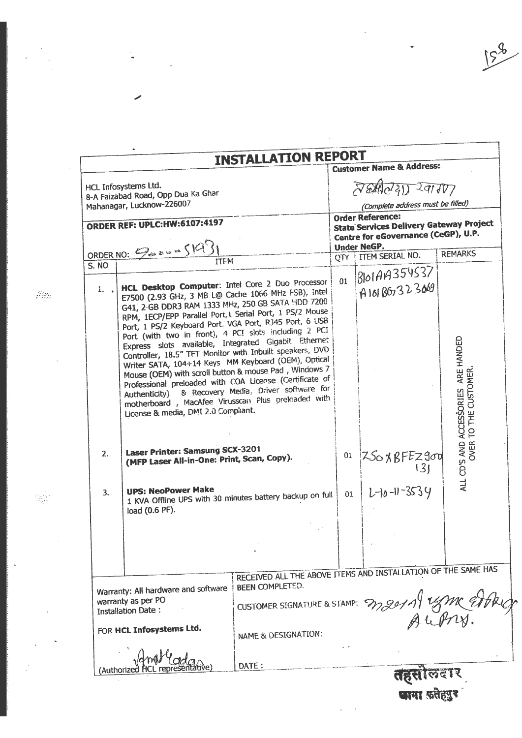158

# INSTALLATION REPORT

| | |
|---|---|
| HCL Infosystems Ltd.<br>8-A Faizabad Road, Opp Dua Ka Ghar<br>Mahanagar, Lucknow-226007 | **Customer Name & Address:**<br>तहसील बागा फतेहपुर<br>*(Complete address must be filled)* |
| **ORDER REF: UPLC:HW:6107:4197**<br><br>ORDER NO: 92000-51931 | **Order Reference:**<br>**State Services Delivery Gateway Project Centre for eGovernance (CeGP), U.P. Under NeGP.** |

| S. NO | ITEM | QTY | ITEM SERIAL NO. | REMARKS |
|---|---|---|---|---|
| 1. | **HCL Desktop Computer**: Intel Core 2 Duo Processor E7500 (2.93 GHz, 3 MB L@ Cache 1066 MHz FSB), Intel G41, 2 GB DDR3 RAM 1333 MHz, 250 GB SATA HDD 7200 RPM, 1ECP/EPP Parallel Port, 1 Serial Port, 1 PS/2 Mouse Port, 1 PS/2 Keyboard Port. VGA Port, RJ45 Port, 6 USB Port (with two in front), 4 PCI slots including 2 PCI Express slots available, Integrated Gigabit Ethernet Controller, 18.5" TFT Monitor with Inbuilt speakers, DVD Writer SATA, 104+14 Keys MM Keyboard (OEM), Optical Mouse (OEM) with scroll button & mouse Pad , Windows 7 Professional preloaded with COA License (Certificate of Authenticity) & Recovery Media, Driver software for motherboard , MacAfee Virusscan Plus preloaded with License & media, DMI 2.0 Compliant. | 01 | 3101AA354537<br>A101BG323669 | ALL CD'S AND ACCESSORIES ARE HANDED OVER TO THE CUSTOMER. |
| 2. | **Laser Printer: Samsung SCX-3201 (MFP Laser All-in-One: Print, Scan, Copy).** | 01 | Z50XBFEZ900131 | |
| 3. | **UPS: NeoPower Make**<br>1 KVA Offline UPS with 30 minutes battery backup on full load (0.6 PF). | 01 | L-10-11-3534 | |

| | |
|---|---|
| Warranty: All hardware and software warranty as per PO<br>Installation Date : | RECEIVED ALL THE ABOVE ITEMS AND INSTALLATION OF THE SAME HAS BEEN COMPLETED. |
| FOR **HCL Infosystems Ltd.** | CUSTOMER SIGNATURE & STAMP: [signature] |
| | NAME & DESIGNATION: |
| [signature]<br>(Authorized HCL representative) | DATE : |

तहसीलदार
बागा फतेहपुर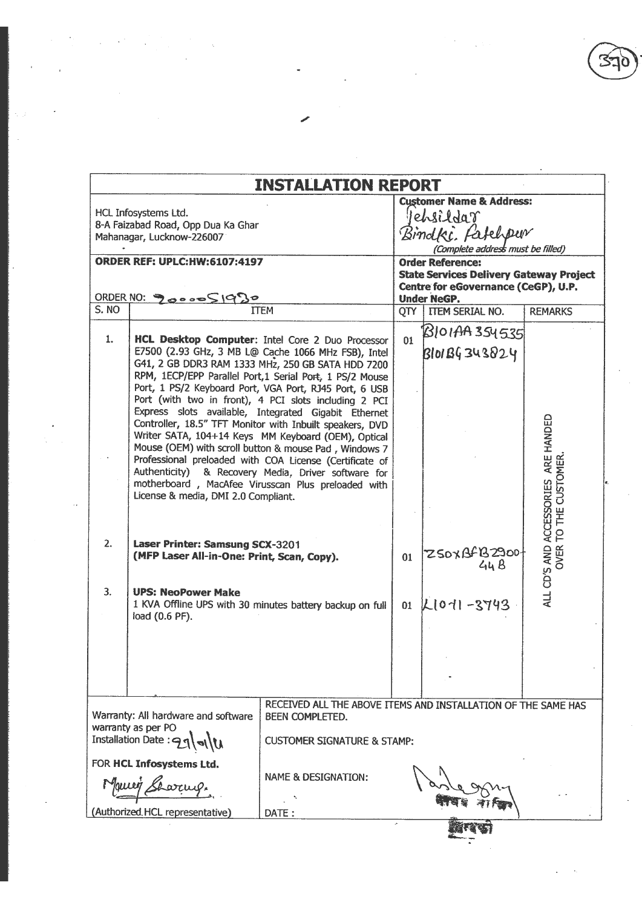# INSTALLATION REPORT

| HCL Infosystems Ltd. 8-A Faizabad Road, Opp Dua Ka Ghar Mahanagar, Lucknow-226007 | | **Customer Name & Address:** Tehsildar Bindki. Fatehpur *(Complete address must be filled)* | | |
|---|---|---|---|---|
| **ORDER REF: UPLC:HW:6107:4197** ORDER NO: 200005 1930 | | **Order Reference: State Services Delivery Gateway Project Centre for eGovernance (CeGP), U.P. Under NeGP.** | | |
| S. NO | ITEM | QTY | ITEM SERIAL NO. | REMARKS |
| 1. | **HCL Desktop Computer**: Intel Core 2 Duo Processor E7500 (2.93 GHz, 3 MB L@ Cache 1066 MHz FSB), Intel G41, 2 GB DDR3 RAM 1333 MHz, 250 GB SATA HDD 7200 RPM, 1ECP/EPP Parallel Port,1 Serial Port, 1 PS/2 Mouse Port, 1 PS/2 Keyboard Port, VGA Port, RJ45 Port, 6 USB Port (with two in front), 4 PCI slots including 2 PCI Express slots available, Integrated Gigabit Ethernet Controller, 18.5" TFT Monitor with Inbuilt speakers, DVD Writer SATA, 104+14 Keys MM Keyboard (OEM), Optical Mouse (OEM) with scroll button & mouse Pad , Windows 7 Professional preloaded with COA License (Certificate of Authenticity) & Recovery Media, Driver software for motherboard , MacAfee Virusscan Plus preloaded with License & media, DMI 2.0 Compliant. | 01 | B101AA354535 B101BG343824 | ALL CD'S AND ACCESSORIES ARE HANDED OVER TO THE CUSTOMER. |
| 2. | **Laser Printer: Samsung SCX-3201 (MFP Laser All-in-One: Print, Scan, Copy).** | 01 | Z50XBFB2900 44B | |
| 3. | **UPS: NeoPower Make** 1 KVA Offline UPS with 30 minutes battery backup on full load (0.6 PF). | 01 | L1011-3743 | |

| Warranty: All hardware and software warranty as per PO Installation Date : 29/01/11 | RECEIVED ALL THE ABOVE ITEMS AND INSTALLATION OF THE SAME HAS BEEN COMPLETED. CUSTOMER SIGNATURE & STAMP: |
|---|---|
| FOR **HCL Infosystems Ltd.** Manoj Sharma (Authorized HCL representative) | NAME & DESIGNATION: कार्यालय तहसील बिन्दकी DATE : |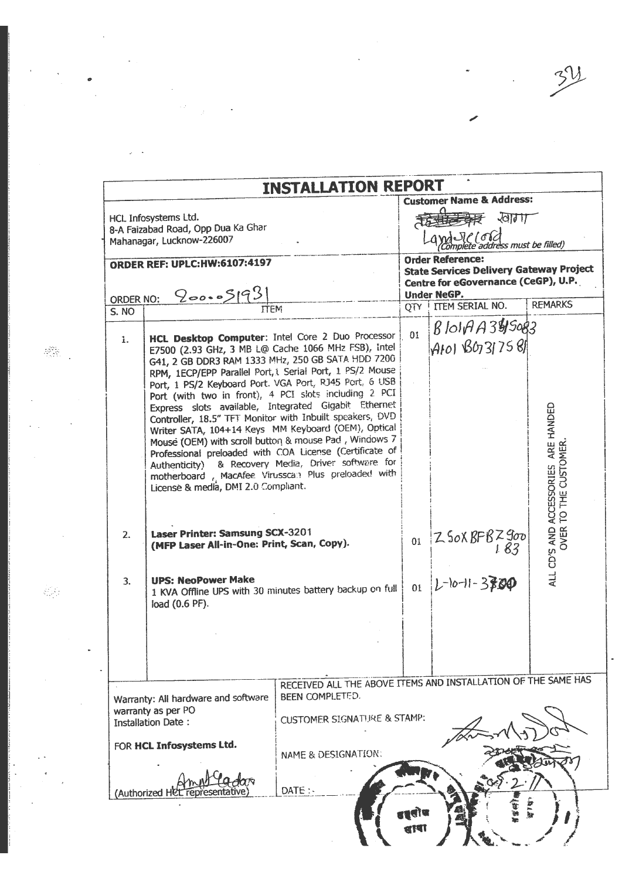# INSTALLATION REPORT

HCL Infosystems Ltd.
8-A Faizabad Road, Opp Dua Ka Ghar
Mahanagar, Lucknow-226007

**Customer Name & Address:**
~~तहसीलदार~~ खागा
Land record
*(Complete address must be filled)*

**ORDER REF: UPLC:HW:6107:4197**

ORDER NO: 20005193​1

**Order Reference:**
**State Services Delivery Gateway Project Centre for eGovernance (CeGP), U.P. Under NeGP.**

| S. NO | ITEM | QTY | ITEM SERIAL NO. | REMARKS |
|---|---|---|---|---|
| 1. | **HCL Desktop Computer**: Intel Core 2 Duo Processor E7500 (2.93 GHz, 3 MB L@ Cache 1066 MHz FSB), Intel G41, 2 GB DDR3 RAM 1333 MHz, 250 GB SATA HDD 7200 RPM, 1ECP/EPP Parallel Port, 1 Serial Port, 1 PS/2 Mouse Port, 1 PS/2 Keyboard Port. VGA Port, RJ45 Port, 6 USB Port (with two in front), 4 PCI slots including 2 PCI Express slots available, Integrated Gigabit Ethernet Controller, 18.5" TFT Monitor with Inbuilt speakers, DVD Writer SATA, 104+14 Keys MM Keyboard (OEM), Optical Mouse (OEM) with scroll button & mouse Pad , Windows 7 Professional preloaded with COA License (Certificate of Authenticity) & Recovery Media, Driver software for motherboard , MacAfee Virusscan Plus preloaded with License & media, DMI 2.0 Compliant. | 01 | B101AA3415083<br>A101B073175B1 | ALL CD'S AND ACCESSORIES ARE HANDED OVER TO THE CUSTOMER. |
| 2. | **Laser Printer: Samsung SCX-3201**<br>**(MFP Laser All-in-One: Print, Scan, Copy).** | 01 | Z50XBFBZ900183 | |
| 3. | **UPS: NeoPower Make**<br>1 KVA Offline UPS with 30 minutes battery backup on full load (0.6 PF). | 01 | L-10-11-3700 | |

Warranty: All hardware and software warranty as per PO
Installation Date :

FOR **HCL Infosystems Ltd.**

(Authorized HCL representative)

RECEIVED ALL THE ABOVE ITEMS AND INSTALLATION OF THE SAME HAS BEEN COMPLETED.

CUSTOMER SIGNATURE & STAMP:

NAME & DESIGNATION:

DATE :- 05.2.11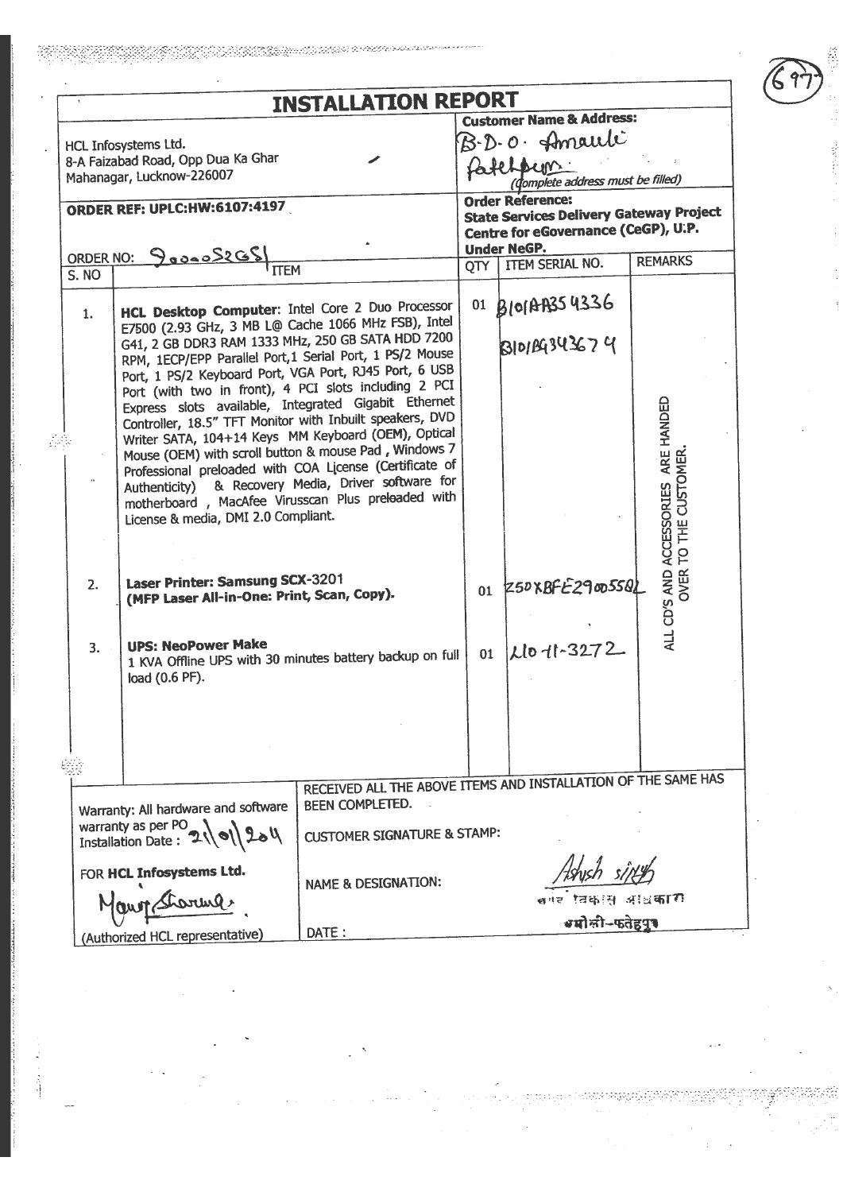# INSTALLATION REPORT

| | |
|---|---|
| HCL Infosystems Ltd.<br>8-A Faizabad Road, Opp Dua Ka Ghar<br>Mahanagar, Lucknow-226007 | **Customer Name & Address:**<br>B.D.O. Amauli<br>Fatehpur<br>(Complete address must be filled) |
| **ORDER REF: UPLC:HW:6107:4197** | **Order Reference:**<br>**State Services Delivery Gateway Project Centre for eGovernance (CeGP), U.P. Under NeGP.** |

ORDER NO: 900052651

| S. NO | ITEM | QTY | ITEM SERIAL NO. | REMARKS |
|---|---|---|---|---|
| 1. | **HCL Desktop Computer:** Intel Core 2 Duo Processor E7500 (2.93 GHz, 3 MB L@ Cache 1066 MHz FSB), Intel G41, 2 GB DDR3 RAM 1333 MHz, 250 GB SATA HDD 7200 RPM, 1ECP/EPP Parallel Port,1 Serial Port, 1 PS/2 Mouse Port, 1 PS/2 Keyboard Port, VGA Port, RJ45 Port, 6 USB Port (with two in front), 4 PCI slots including 2 PCI Express slots available, Integrated Gigabit Ethernet Controller, 18.5" TFT Monitor with Inbuilt speakers, DVD Writer SATA, 104+14 Keys MM Keyboard (OEM), Optical Mouse (OEM) with scroll button & mouse Pad , Windows 7 Professional preloaded with COA License (Certificate of Authenticity) & Recovery Media, Driver software for motherboard , MacAfee Virusscan Plus preloaded with License & media, DMI 2.0 Compliant. | 01 | B101AA354336<br>B101AG343674 | ALL CD'S AND ACCESSORIES ARE HANDED OVER TO THE CUSTOMER. |
| 2. | **Laser Printer: Samsung SCX-3201**<br>**(MFP Laser All-in-One: Print, Scan, Copy).** | 01 | Z50XBFE29005581 | |
| 3. | **UPS: NeoPower Make**<br>1 KVA Offline UPS with 30 minutes battery backup on full load (0.6 PF). | 01 | L10-11-3272 | |

| | |
|---|---|
| Warranty: All hardware and software warranty as per PO<br>Installation Date : 21/01/2011 | RECEIVED ALL THE ABOVE ITEMS AND INSTALLATION OF THE SAME HAS BEEN COMPLETED. |
| | CUSTOMER SIGNATURE & STAMP: |
| FOR **HCL Infosystems Ltd.**<br>Manoj Sharma<br>(Authorized HCL representative) | NAME & DESIGNATION: Ashish Singh<br>नगर विकास अधिकारी<br>अमौली-फतेहपुर |
| | DATE : |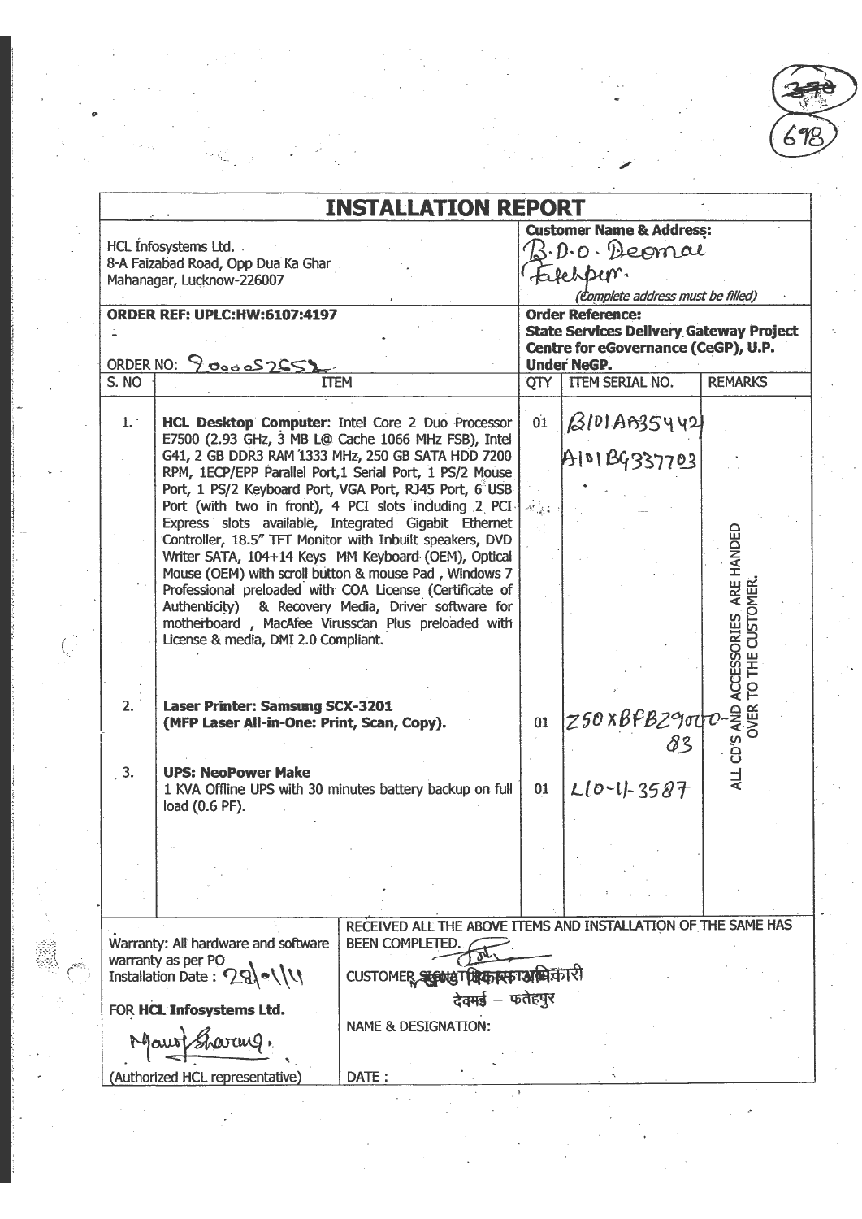~~370~~

698

# INSTALLATION REPORT

| HCL Infosystems Ltd.<br>8-A Faizabad Road, Opp Dua Ka Ghar<br>Mahanagar, Lucknow-226007 | **Customer Name & Address:**<br>B.D.O. Deomai<br>Fatehpur.<br>*(Complete address must be filled)* |
|---|---|
| **ORDER REF: UPLC:HW:6107:4197**<br><br>ORDER NO: 900052652 | **Order Reference:**<br>**State Services Delivery Gateway Project Centre for eGovernance (CeGP), U.P. Under NeGP.** |

| S. NO | ITEM | QTY | ITEM SERIAL NO. | REMARKS |
|---|---|---|---|---|
| 1. | **HCL Desktop Computer**: Intel Core 2 Duo Processor E7500 (2.93 GHz, 3 MB L@ Cache 1066 MHz FSB), Intel G41, 2 GB DDR3 RAM 1333 MHz, 250 GB SATA HDD 7200 RPM, 1ECP/EPP Parallel Port, 1 Serial Port, 1 PS/2 Mouse Port, 1 PS/2 Keyboard Port, VGA Port, RJ45 Port, 6 USB Port (with two in front), 4 PCI slots including 2 PCI Express slots available, Integrated Gigabit Ethernet Controller, 18.5" TFT Monitor with Inbuilt speakers, DVD Writer SATA, 104+14 Keys MM Keyboard (OEM), Optical Mouse (OEM) with scroll button & mouse Pad, Windows 7 Professional preloaded with COA License (Certificate of Authenticity) & Recovery Media, Driver software for motherboard, MacAfee Virusscan Plus preloaded with License & media, DMI 2.0 Compliant. | 01 | B101AB354421<br>A101BG337703 | ALL CD'S AND ACCESSORIES ARE HANDED OVER TO THE CUSTOMER. |
| 2. | **Laser Printer: Samsung SCX-3201 (MFP Laser All-in-One: Print, Scan, Copy).** | 01 | Z50XBFBZ9000-83 | |
| 3. | **UPS: NeoPower Make**<br>1 KVA Offline UPS with 30 minutes battery backup on full load (0.6 PF). | 01 | L10-11-3587 | |

| Warranty: All hardware and software warranty as per PO<br>Installation Date : 28/01/11<br><br>FOR **HCL Infosystems Ltd.**<br><br>Manoj Sharma.<br>(Authorized HCL representative) | RECEIVED ALL THE ABOVE ITEMS AND INSTALLATION OF THE SAME HAS BEEN COMPLETED.<br><br>CUSTOMER SIGNATURE: खण्ड विकास अधिकारी<br>देवमई – फतेहपुर<br><br>NAME & DESIGNATION:<br><br>DATE : |
|---|---|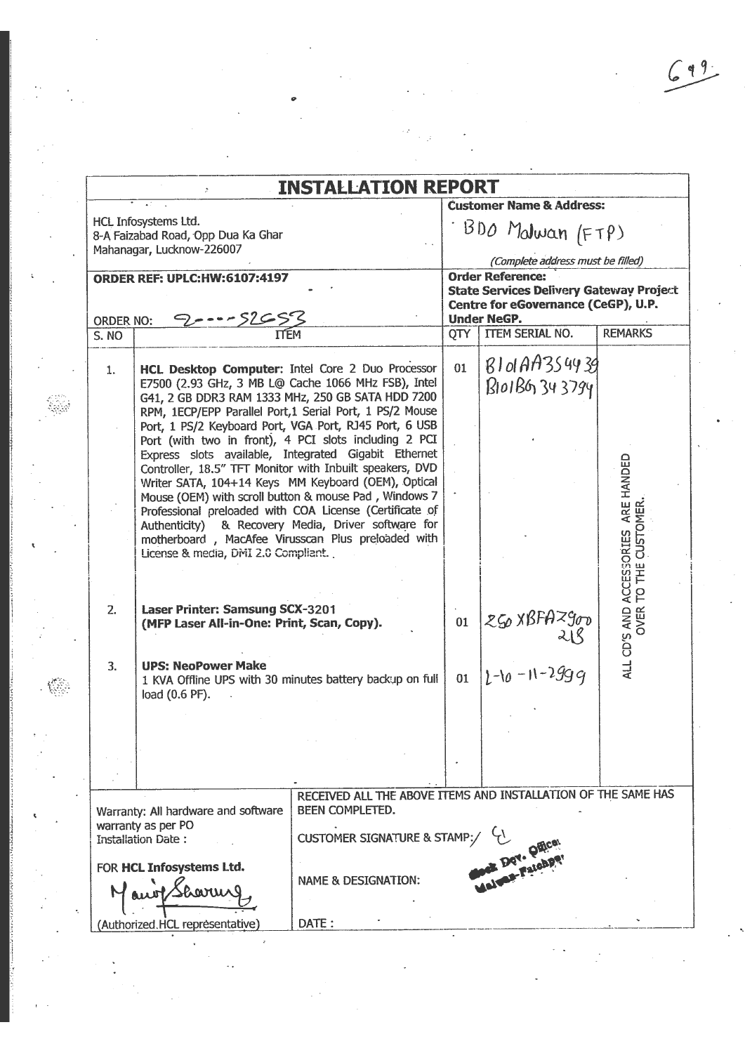# INSTALLATION REPORT

| HCL Infosystems Ltd.<br>8-A Faizabad Road, Opp Dua Ka Ghar<br>Mahanagar, Lucknow-226007 | **Customer Name & Address:**<br>BDO Malwan (FTP)<br>*(Complete address must be filled)* |
|---|---|
| **ORDER REF: UPLC:HW:6107:4197**<br><br>ORDER NO: 2---52653 | **Order Reference:**<br>**State Services Delivery Gateway Project Centre for eGovernance (CeGP), U.P. Under NeGP.** |

| S. NO | ITEM | QTY | ITEM SERIAL NO. | REMARKS |
|---|---|---|---|---|
| 1. | **HCL Desktop Computer**: Intel Core 2 Duo Processor E7500 (2.93 GHz, 3 MB L@ Cache 1066 MHz FSB), Intel G41, 2 GB DDR3 RAM 1333 MHz, 250 GB SATA HDD 7200 RPM, 1ECP/EPP Parallel Port,1 Serial Port, 1 PS/2 Mouse Port, 1 PS/2 Keyboard Port, VGA Port, RJ45 Port, 6 USB Port (with two in front), 4 PCI slots including 2 PCI Express slots available, Integrated Gigabit Ethernet Controller, 18.5" TFT Monitor with Inbuilt speakers, DVD Writer SATA, 104+14 Keys MM Keyboard (OEM), Optical Mouse (OEM) with scroll button & mouse Pad , Windows 7 Professional preloaded with COA License (Certificate of Authenticity) & Recovery Media, Driver software for motherboard , MacAfee Virusscan Plus preloaded with License & media, DMI 2.0 Compliant. | 01 | B101AA354439<br>B101BG343794 | ALL CD'S AND ACCESSORIES ARE HANDED OVER TO THE CUSTOMER. |
| 2. | **Laser Printer: Samsung SCX-3201 (MFP Laser All-in-One: Print, Scan, Copy).** | 01 | 250XBFAZ900 218 | |
| 3. | **UPS: NeoPower Make**<br>1 KVA Offline UPS with 30 minutes battery backup on full load (0.6 PF). | 01 | 1-10-11-2999 | |

| Warranty: All hardware and software warranty as per PO<br>Installation Date :<br><br>FOR **HCL Infosystems Ltd.**<br>Manoj Sharma<br>(Authorized HCL representative) | RECEIVED ALL THE ABOVE ITEMS AND INSTALLATION OF THE SAME HAS BEEN COMPLETED.<br><br>CUSTOMER SIGNATURE & STAMP:<br>Block Dev. Officer Malwan-Fatehpur<br><br>NAME & DESIGNATION:<br><br>DATE : |
|---|---|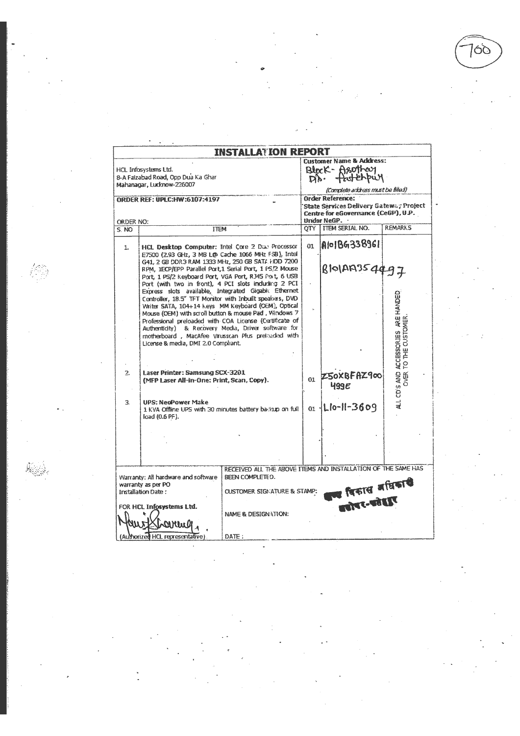700

# INSTALLATION REPORT

| HCL Infosystems Ltd.<br>8-A Faizabad Road, Opp Dua Ka Ghar<br>Mahanagar, Lucknow-226007 | Customer Name & Address:<br>Block- Asothar<br>Dist. Fatehpur<br>(Complete address must be filled) |
|---|---|
| ORDER REF: UPLC:HW:6107:4197<br><br>ORDER NO: | Order Reference:<br>State Services Delivery Gateway Project Centre for eGovernance (CeGP), U.P. Under NeGP. |

| S. NO | ITEM | QTY | ITEM SERIAL NO. | REMARKS |
|---|---|---|---|---|
| 1. | **HCL Desktop Computer:** Intel Core 2 Duo Processor E7500 (2.93 GHz, 3 MB L@ Cache 1066 MHz FSB), Intel G41, 2 GB DDR3 RAM 1333 MHz, 250 GB SATA HDD 7200 RPM, 1ECP/EPP Parallel Port,1 Serial Port, 1 PS/2 Mouse Port, 1 PS/2 Keyboard Port, VGA Port, RJ45 Port, 6 USB Port (with two in front), 4 PCI slots including 2 PCI Express slots available, Integrated Gigabit Ethernet Controller, 18.5" TFT Monitor with Inbuilt speakers, DVD Writer SATA, 104+14 keys MM Keyboard (OEM), Optical Mouse (OEM) with scroll button & mouse Pad , Windows 7 Professional preloaded with COA License (Certificate of Authenticity) & Recovery Media, Driver software for motherboard , MacAfee Virusscan Plus preloaded with License & media, DMI 2.0 Compliant. | 01 | A101BG338961<br><br>B101AA354497 | ALL CD'S AND ACCESSORIES ARE HANDED OVER TO THE CUSTOMER. |
| 2. | **Laser Printer: Samsung SCX-3201**<br>**(MFP Laser All-in-One: Print, Scan, Copy).** | 01 | Z50XBFAZ900499E | |
| 3. | **UPS: NeoPower Make**<br>1 KVA Offline UPS with 30 minutes battery backup on full load (0.6 PF). | 01 | L10-11-3609 | |

| Warranty: All hardware and software warranty as per PO<br>Installation Date :<br><br>FOR HCL Infosystems Ltd.<br><br>(Signature)<br>(Authorized HCL representative) | RECEIVED ALL THE ABOVE ITEMS AND INSTALLATION OF THE SAME HAS BEEN COMPLETED.<br><br>CUSTOMER SIGNATURE & STAMP: खण्ड विकास अधिकारी असोथर-फतेहपुर<br><br>NAME & DESIGNATION:<br><br>DATE : |
|---|---|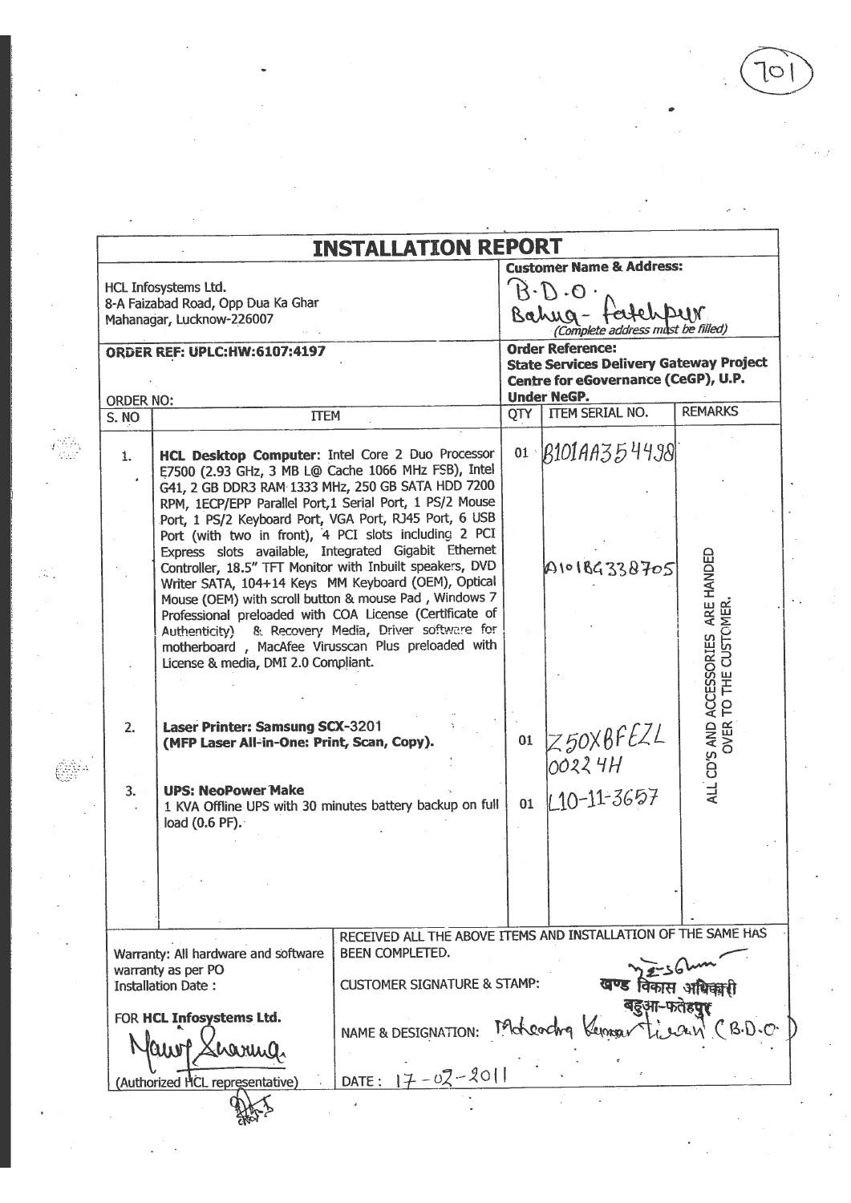701

# INSTALLATION REPORT

| | |
|---|---|
| HCL Infosystems Ltd.<br>8-A Faizabad Road, Opp Dua Ka Ghar<br>Mahanagar, Lucknow-226007 | **Customer Name & Address:**<br>B.D.O.<br>Bahua- Fatehpur<br>*(Complete address must be filled)* |
| **ORDER REF: UPLC:HW:6107:4197**<br><br>ORDER NO: | **Order Reference:**<br>**State Services Delivery Gateway Project Centre for eGovernance (CeGP), U.P. Under NeGP.** |

| S. NO | ITEM | QTY | ITEM SERIAL NO. | REMARKS |
|---|---|---|---|---|
| 1. | **HCL Desktop Computer:** Intel Core 2 Duo Processor E7500 (2.93 GHz, 3 MB L@ Cache 1066 MHz FSB), Intel G41, 2 GB DDR3 RAM 1333 MHz, 250 GB SATA HDD 7200 RPM, 1ECP/EPP Parallel Port,1 Serial Port, 1 PS/2 Mouse Port, 1 PS/2 Keyboard Port, VGA Port, RJ45 Port, 6 USB Port (with two in front), 4 PCI slots including 2 PCI Express slots available, Integrated Gigabit Ethernet Controller, 18.5" TFT Monitor with Inbuilt speakers, DVD Writer SATA, 104+14 Keys MM Keyboard (OEM), Optical Mouse (OEM) with scroll button & mouse Pad , Windows 7 Professional preloaded with COA License (Certificate of Authenticity) & Recovery Media, Driver software for motherboard , MacAfee Virusscan Plus preloaded with License & media, DMI 2.0 Compliant. | 01 | B101AA354498<br><br>A101BG338705 | ALL CD'S AND ACCESSORIES ARE HANDED OVER TO THE CUSTOMER. |
| 2. | **Laser Printer: Samsung SCX-3201** **(MFP Laser All-in-One: Print, Scan, Copy).** | 01 | Z50XBFEZL 00224H | |
| 3. | **UPS: NeoPower Make** 1 KVA Offline UPS with 30 minutes battery backup on full load (0.6 PF). | 01 | L10-11-3657 | |

| | |
|---|---|
| Warranty: All hardware and software warranty as per PO<br>Installation Date : | RECEIVED ALL THE ABOVE ITEMS AND INSTALLATION OF THE SAME HAS BEEN COMPLETED.<br><br>CUSTOMER SIGNATURE & STAMP: [signature] खण्ड विकास अधिकारी बहुआ-फतेहपुर |
| FOR **HCL Infosystems Ltd.**<br>[signature] Manoj Sharma<br>(Authorized HCL representative) | NAME & DESIGNATION: Mahendra Kumar Tiwari (B.D.O.)<br><br>DATE : 17-02-2011 |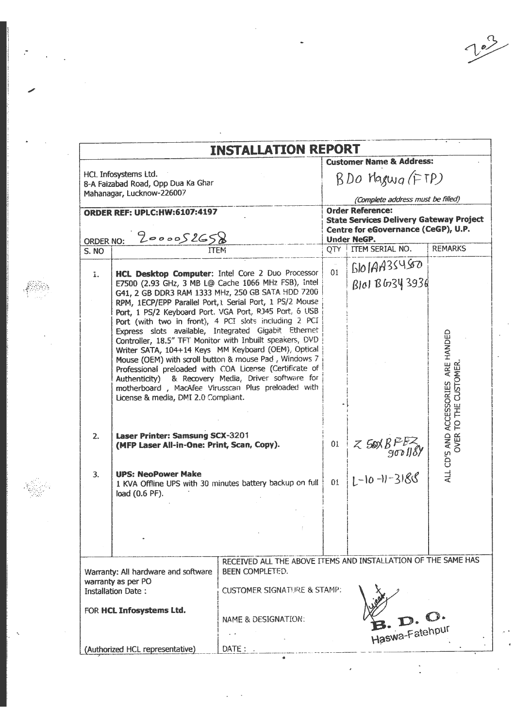203

# INSTALLATION REPORT

| HCL Infosystems Ltd.<br>8-A Faizabad Road, Opp Dua Ka Ghar<br>Mahanagar, Lucknow-226007 | **Customer Name & Address:**<br>BDO Hagwa (FTP)<br>*(Complete address must be filled)* |
|---|---|
| **ORDER REF: UPLC:HW:6107:4197**<br><br>ORDER NO: 2000052658 | **Order Reference:**<br>**State Services Delivery Gateway Project Centre for eGovernance (CeGP), U.P. Under NeGP.** |

| S. NO | ITEM | QTY | ITEM SERIAL NO. | REMARKS |
|---|---|---|---|---|
| 1. | **HCL Desktop Computer:** Intel Core 2 Duo Processor E7500 (2.93 GHz, 3 MB L@ Cache 1066 MHz FSB), Intel G41, 2 GB DDR3 RAM 1333 MHz, 250 GB SATA HDD 7200 RPM, 1ECP/EPP Parallel Port, 1 Serial Port, 1 PS/2 Mouse Port, 1 PS/2 Keyboard Port. VGA Port, RJ45 Port, 6 USB Port (with two in front), 4 PCI slots including 2 PCI Express slots available, Integrated Gigabit Ethernet Controller, 18.5" TFT Monitor with Inbuilt speakers, DVD Writer SATA, 104+14 Keys MM Keyboard (OEM), Optical Mouse (OEM) with scroll button & mouse Pad, Windows 7 Professional preloaded with COA License (Certificate of Authenticity) & Recovery Media, Driver software for motherboard, MacAfee Virusscan Plus preloaded with License & media, DMI 2.0 Compliant. | 01 | G101AA354580<br>B101BG343936 | ALL CD'S AND ACCESSORIES ARE HANDED OVER TO THE CUSTOMER. |
| 2. | **Laser Printer: Samsung SCX-3201**<br>**(MFP Laser All-in-One: Print, Scan, Copy).** | 01 | Z50XBFEZ900118Y | |
| 3. | **UPS: NeoPower Make**<br>1 KVA Offline UPS with 30 minutes battery backup on full load (0.6 PF). | 01 | L-10-11-3188 | |

| Warranty: All hardware and software warranty as per PO<br>Installation Date :<br><br>FOR **HCL Infosystems Ltd.**<br><br>(Authorized HCL representative) | RECEIVED ALL THE ABOVE ITEMS AND INSTALLATION OF THE SAME HAS BEEN COMPLETED.<br><br>CUSTOMER SIGNATURE & STAMP:<br><br>NAME & DESIGNATION: B. D. O. Haswa-Fatehpur<br><br>DATE : |
|---|---|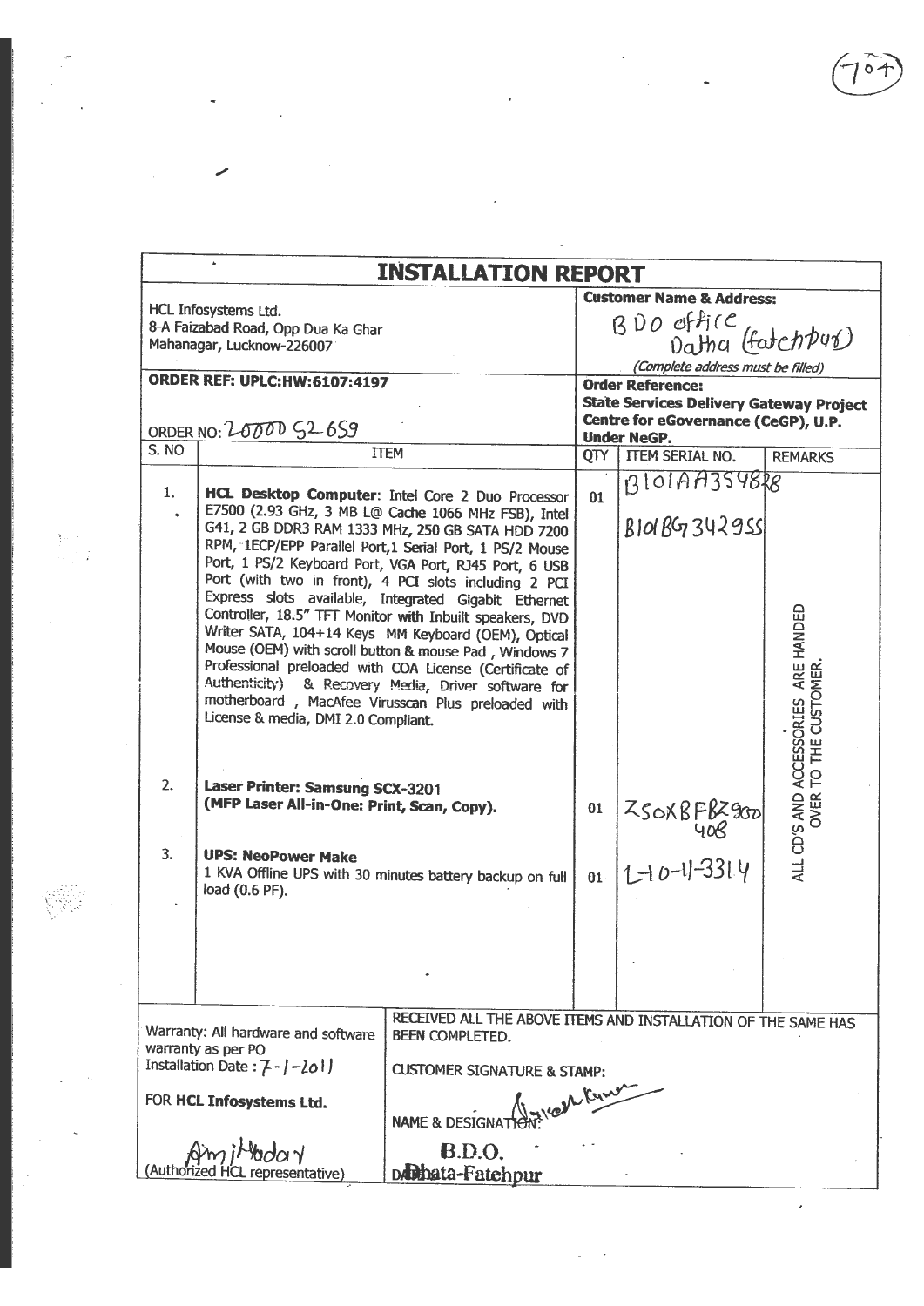(704)

# INSTALLATION REPORT

| HCL Infosystems Ltd.<br>8-A Faizabad Road, Opp Dua Ka Ghar<br>Mahanagar, Lucknow-226007 | | **Customer Name & Address:**<br>BDO office<br>Datha (fatehpur)<br>*(Complete address must be filled)* | | |
|---|---|---|---|---|
| **ORDER REF: UPLC:HW:6107:4197**<br><br>ORDER NO: 20000 52 659 | | **Order Reference:**<br>**State Services Delivery Gateway Project Centre for eGovernance (CeGP), U.P. Under NeGP.** | | |
| S. NO | ITEM | QTY | ITEM SERIAL NO. | REMARKS |
| 1. | **HCL Desktop Computer**: Intel Core 2 Duo Processor E7500 (2.93 GHz, 3 MB L@ Cache 1066 MHz FSB), Intel G41, 2 GB DDR3 RAM 1333 MHz, 250 GB SATA HDD 7200 RPM, 1ECP/EPP Parallel Port,1 Serial Port, 1 PS/2 Mouse Port, 1 PS/2 Keyboard Port, VGA Port, RJ45 Port, 6 USB Port (with two in front), 4 PCI slots including 2 PCI Express slots available, Integrated Gigabit Ethernet Controller, 18.5" TFT Monitor with Inbuilt speakers, DVD Writer SATA, 104+14 Keys MM Keyboard (OEM), Optical Mouse (OEM) with scroll button & mouse Pad, Windows 7 Professional preloaded with COA License (Certificate of Authenticity) & Recovery Media, Driver software for motherboard, MacAfee Virusscan Plus preloaded with License & media, DMI 2.0 Compliant. | 01 | B101AA354828<br>B101BG7342955 | ALL CD'S AND ACCESSORIES ARE HANDED OVER TO THE CUSTOMER. |
| 2. | **Laser Printer: Samsung SCX-3201 (MFP Laser All-in-One: Print, Scan, Copy).** | 01 | Z50XBFBZ900408 | |
| 3. | **UPS: NeoPower Make**<br>1 KVA Offline UPS with 30 minutes battery backup on full load (0.6 PF). | 01 | 1-10-11-3314 | |

| Warranty: All hardware and software warranty as per PO<br>Installation Date : 7-1-2011<br><br>FOR **HCL Infosystems Ltd.**<br><br>Amit Yadav<br>(Authorized HCL representative) | RECEIVED ALL THE ABOVE ITEMS AND INSTALLATION OF THE SAME HAS BEEN COMPLETED.<br><br>CUSTOMER SIGNATURE & STAMP:<br><br>NAME & DESIGNATION: [signature]<br><br>**B.D.O.**<br>DATE: **Dhata-Fatehpur** |
|---|---|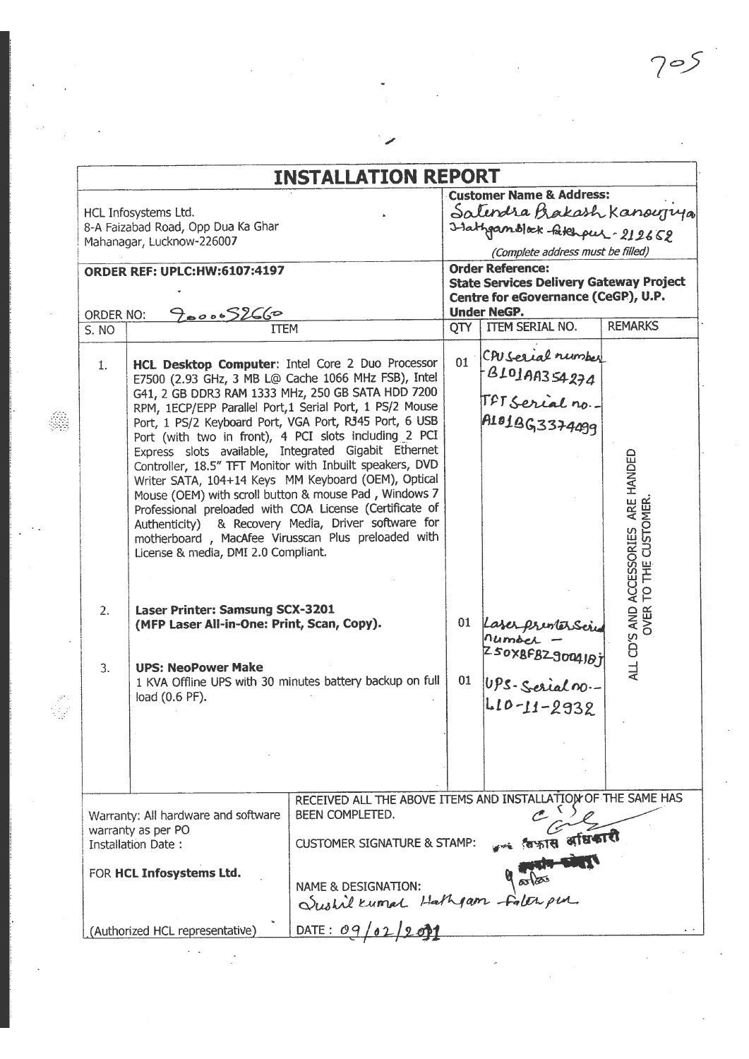# INSTALLATION REPORT

| | |
|---|---|
| HCL Infosystems Ltd.<br>8-A Faizabad Road, Opp Dua Ka Ghar<br>Mahanagar, Lucknow-226007 | **Customer Name & Address:**<br>Satendra Prakash Kanoujiya<br>Hathgam Block Fatehpur - 212652<br>*(Complete address must be filled)* |
| **ORDER REF: UPLC:HW:6107:4197**<br><br>ORDER NO: 900052660 | **Order Reference:**<br>**State Services Delivery Gateway Project Centre for eGovernance (CeGP), U.P. Under NeGP.** |

| S. NO | ITEM | QTY | ITEM SERIAL NO. | REMARKS |
|---|---|---|---|---|
| 1. | **HCL Desktop Computer**: Intel Core 2 Duo Processor E7500 (2.93 GHz, 3 MB L@ Cache 1066 MHz FSB), Intel G41, 2 GB DDR3 RAM 1333 MHz, 250 GB SATA HDD 7200 RPM, 1ECP/EPP Parallel Port,1 Serial Port, 1 PS/2 Mouse Port, 1 PS/2 Keyboard Port, VGA Port, RJ45 Port, 6 USB Port (with two in front), 4 PCI slots including 2 PCI Express slots available, Integrated Gigabit Ethernet Controller, 18.5" TFT Monitor with Inbuilt speakers, DVD Writer SATA, 104+14 Keys MM Keyboard (OEM), Optical Mouse (OEM) with scroll button & mouse Pad , Windows 7 Professional preloaded with COA License (Certificate of Authenticity) & Recovery Media, Driver software for motherboard , MacAfee Virusscan Plus preloaded with License & media, DMI 2.0 Compliant. | 01 | CPU Serial number - BL01AA354274<br>TFT Serial no.- A101BG3374499 | ALL CD'S AND ACCESSORIES ARE HANDED OVER TO THE CUSTOMER. |
| 2. | **Laser Printer: Samsung SCX-3201 (MFP Laser All-in-One: Print, Scan, Copy).** | 01 | Laser printer Serial number - Z50X8FBZ900418J | |
| 3. | **UPS: NeoPower Make**<br>1 KVA Offline UPS with 30 minutes battery backup on full load (0.6 PF). | 01 | UPS-Serial no.- L10-11-2932 | |

| | |
|---|---|
| Warranty: All hardware and software warranty as per PO<br>Installation Date : | RECEIVED ALL THE ABOVE ITEMS AND INSTALLATION OF THE SAME HAS BEEN COMPLETED.<br><br>CUSTOMER SIGNATURE & STAMP: खण्ड विकास अधिकारी हथगाम फतेहपुर |
| FOR **HCL Infosystems Ltd.** | NAME & DESIGNATION: Sushil Kumar Hathgam Fatehpur |
| (Authorized HCL representative) | DATE : 09/02/2011 |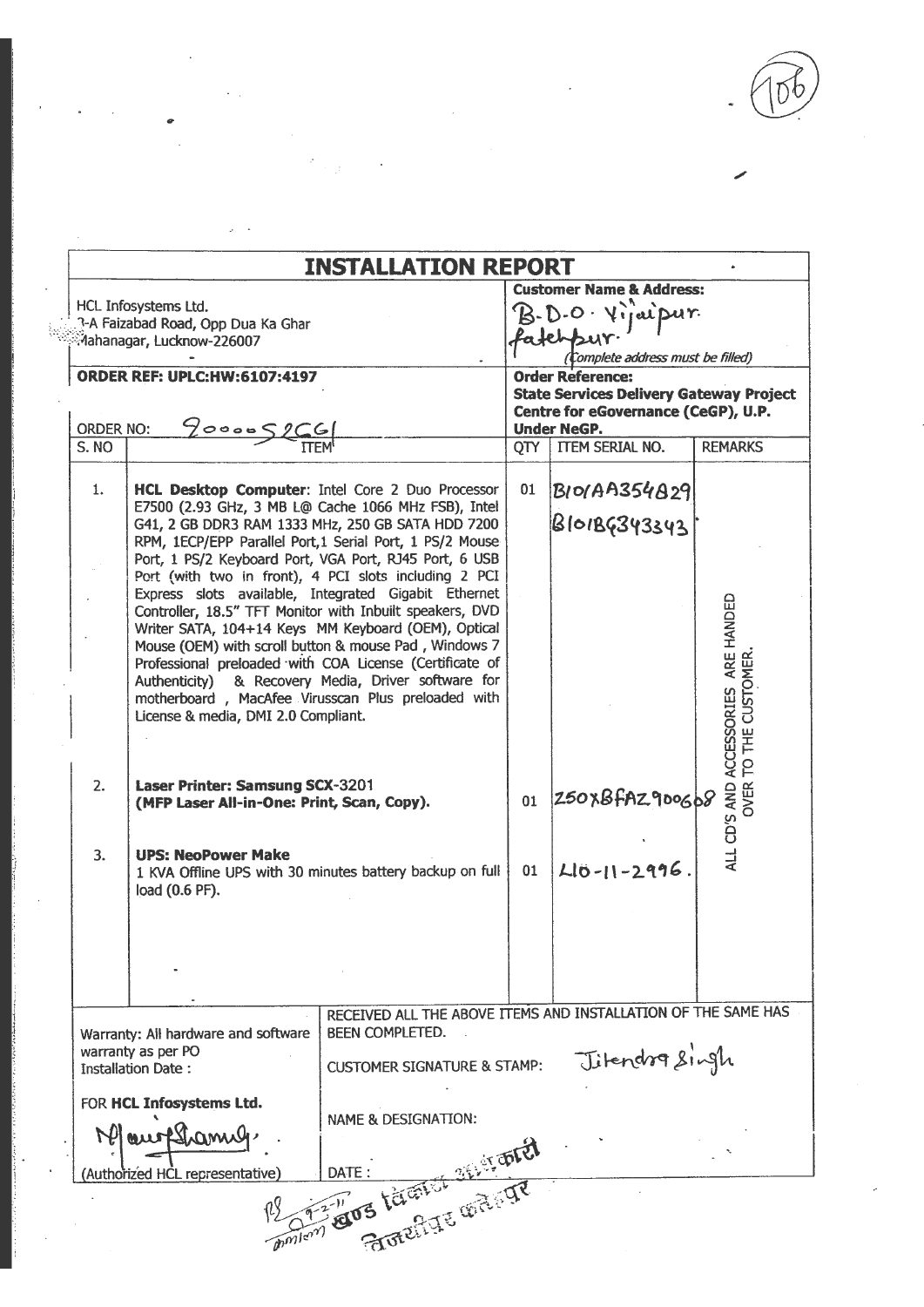(106)

# INSTALLATION REPORT

| HCL Infosystems Ltd.<br>3-A Faizabad Road, Opp Dua Ka Ghar<br>Mahanagar, Lucknow-226007 | | **Customer Name & Address:**<br>B.D.O. Vijaipur. fatehpur.<br>(Complete address must be filled) | |
|---|---|---|---|
| **ORDER REF: UPLC:HW:6107:4197**<br><br>ORDER NO: 900005266I | | **Order Reference:**<br>**State Services Delivery Gateway Project Centre for eGovernance (CeGP), U.P. Under NeGP.** | |

| S. NO | ITEM | QTY | ITEM SERIAL NO. | REMARKS |
|---|---|---|---|---|
| 1. | **HCL Desktop Computer**: Intel Core 2 Duo Processor E7500 (2.93 GHz, 3 MB L@ Cache 1066 MHz FSB), Intel G41, 2 GB DDR3 RAM 1333 MHz, 250 GB SATA HDD 7200 RPM, 1ECP/EPP Parallel Port,1 Serial Port, 1 PS/2 Mouse Port, 1 PS/2 Keyboard Port, VGA Port, RJ45 Port, 6 USB Port (with two in front), 4 PCI slots including 2 PCI Express slots available, Integrated Gigabit Ethernet Controller, 18.5" TFT Monitor with Inbuilt speakers, DVD Writer SATA, 104+14 Keys MM Keyboard (OEM), Optical Mouse (OEM) with scroll button & mouse Pad , Windows 7 Professional preloaded with COA License (Certificate of Authenticity) & Recovery Media, Driver software for motherboard , MacAfee Virusscan Plus preloaded with License & media, DMI 2.0 Compliant. | 01 | B10AA354829<br>B10BG343343 | ALL CD'S AND ACCESSORIES ARE HANDED OVER TO THE CUSTOMER. |
| 2. | **Laser Printer: Samsung SCX-3201 (MFP Laser All-in-One: Print, Scan, Copy).** | 01 | Z50XBFAZ900608 | |
| 3. | **UPS: NeoPower Make**<br>1 KVA Offline UPS with 30 minutes battery backup on full load (0.6 PF). | 01 | L10-11-2996. | |

| Warranty: All hardware and software warranty as per PO<br>Installation Date :<br><br>FOR **HCL Infosystems Ltd.**<br>(signature)<br>(Authorized HCL representative) | RECEIVED ALL THE ABOVE ITEMS AND INSTALLATION OF THE SAME HAS BEEN COMPLETED.<br><br>CUSTOMER SIGNATURE & STAMP: Jitendra Singh<br><br>NAME & DESIGNATION:<br><br>DATE : 09-2-11 |
|---|---|

खण्ड विकास अधिकारी
विजयीपुर फतेहपुर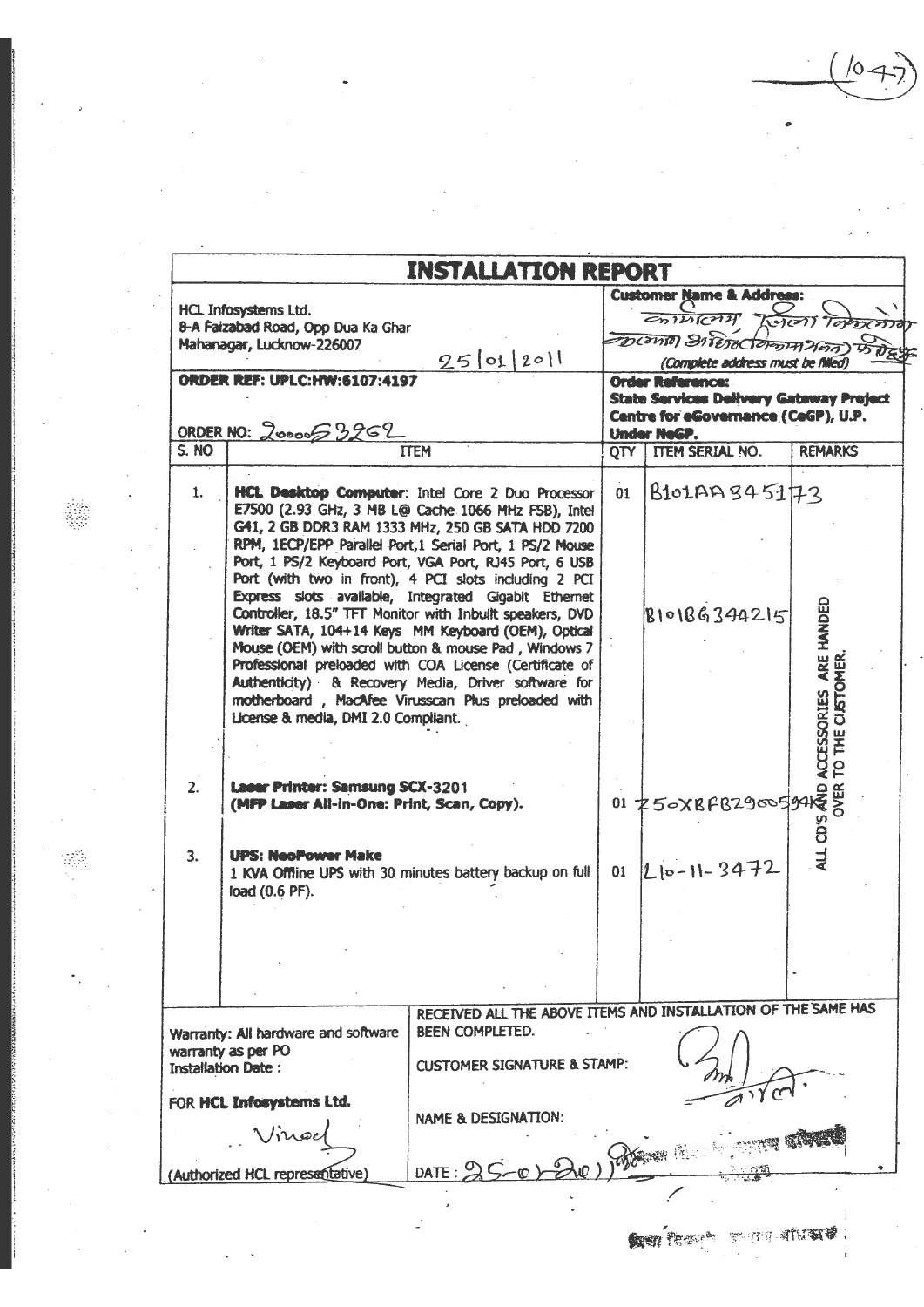(1047)

# INSTALLATION REPORT

| | |
|---|---|
| HCL Infosystems Ltd.<br>8-A Faizabad Road, Opp Dua Ka Ghar<br>Mahanagar, Lucknow-226007<br>25/01/2011 | **Customer Name & Address:**<br>कार्यालय जिला विकास अधिकारी (विकास भवन) फतेहपुर<br>*(Complete address must be filled)* |
| **ORDER REF: UPLC:HW:6107:4197**<br><br>ORDER NO: 20000 53262 | **Order Reference:**<br>**State Services Delivery Gateway Project Centre for eGovernance (CeGP), U.P. Under NeGP.** |

| S. NO | ITEM | QTY | ITEM SERIAL NO. | REMARKS |
|---|---|---|---|---|
| 1. | **HCL Desktop Computer**: Intel Core 2 Duo Processor E7500 (2.93 GHz, 3 MB L@ Cache 1066 MHz FSB), Intel G41, 2 GB DDR3 RAM 1333 MHz, 250 GB SATA HDD 7200 RPM, 1ECP/EPP Parallel Port, 1 Serial Port, 1 PS/2 Mouse Port, 1 PS/2 Keyboard Port, VGA Port, RJ45 Port, 6 USB Port (with two in front), 4 PCI slots including 2 PCI Express slots available, Integrated Gigabit Ethernet Controller, 18.5" TFT Monitor with Inbuilt speakers, DVD Writer SATA, 104+14 Keys MM Keyboard (OEM), Optical Mouse (OEM) with scroll button & mouse Pad, Windows 7 Professional preloaded with COA License (Certificate of Authenticity) & Recovery Media, Driver software for motherboard, MacAfee Virusscan Plus preloaded with License & media, DMI 2.0 Compliant. | 01 | B101AA845173<br><br>B101BG344215 | ALL CD'S AND ACCESSORIES ARE HANDED OVER TO THE CUSTOMER. |
| 2. | **Laser Printer: Samsung SCX-3201 (MFP Laser All-in-One: Print, Scan, Copy).** | 01 | Z50XBFBZ900594K | |
| 3. | **UPS: NeoPower Make**<br>1 KVA Offline UPS with 30 minutes battery backup on full load (0.6 PF). | 01 | L10-11-3472 | |

| | |
|---|---|
| Warranty: All hardware and software warranty as per PO<br>Installation Date : | RECEIVED ALL THE ABOVE ITEMS AND INSTALLATION OF THE SAME HAS BEEN COMPLETED. |
| | CUSTOMER SIGNATURE & STAMP: |
| FOR **HCL Infosystems Ltd.**<br>Vinod<br>(Authorized HCL representative) | NAME & DESIGNATION:<br><br>DATE : 25-01-2011 |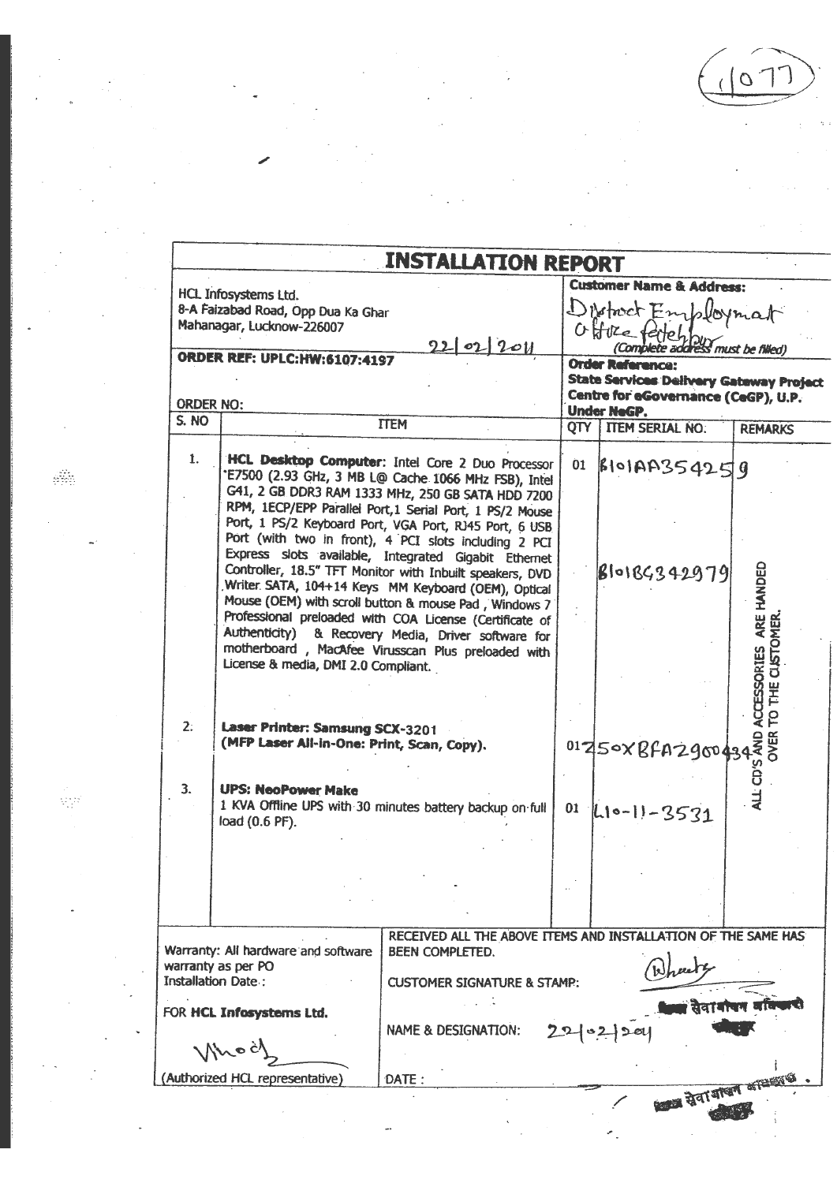(1077)

# INSTALLATION REPORT

| HCL Infosystems Ltd.<br>8-A Faizabad Road, Opp Dua Ka Ghar<br>Mahanagar, Lucknow-226007<br>22/02/2011 | | **Customer Name & Address:**<br>District Employment Office Fatehpur<br>*(Complete address must be filled)* | |
|---|---|---|---|
| **ORDER REF: UPLC:HW:6107:4197**<br><br>ORDER NO: | | **Order Reference:**<br>**State Services Delivery Gateway Project Centre for eGovernance (CeGP), U.P. Under NeGP.** | |

| S. NO | ITEM | QTY | ITEM SERIAL NO. | REMARKS |
|---|---|---|---|---|
| 1. | **HCL Desktop Computer:** Intel Core 2 Duo Processor E7500 (2.93 GHz, 3 MB L@ Cache 1066 MHz FSB), Intel G41, 2 GB DDR3 RAM 1333 MHz, 250 GB SATA HDD 7200 RPM, 1ECP/EPP Parallel Port,1 Serial Port, 1 PS/2 Mouse Port, 1 PS/2 Keyboard Port, VGA Port, RJ45 Port, 6 USB Port (with two in front), 4 PCI slots including 2 PCI Express slots available, Integrated Gigabit Ethernet Controller, 18.5" TFT Monitor with Inbuilt speakers, DVD Writer SATA, 104+14 Keys MM Keyboard (OEM), Optical Mouse (OEM) with scroll button & mouse Pad, Windows 7 Professional preloaded with COA License (Certificate of Authenticity) & Recovery Media, Driver software for motherboard, MacAfee Virusscan Plus preloaded with License & media, DMI 2.0 Compliant. | 01 | 8101AA354259<br><br>8101BG342979 | ALL CD'S AND ACCESSORIES ARE HANDED OVER TO THE CUSTOMER. |
| 2. | **Laser Printer: Samsung SCX-3201**<br>**(MFP Laser All-in-One: Print, Scan, Copy).** | 01 | Z50XBFAZ900434 | |
| 3. | **UPS: NeoPower Make**<br>1 KVA Offline UPS with 30 minutes battery backup on full load (0.6 PF). | 01 | L10-11-3531 | |

| Warranty: All hardware and software warranty as per PO<br>Installation Date :<br><br>FOR **HCL Infosystems Ltd.**<br><br>(Authorized HCL representative) | RECEIVED ALL THE ABOVE ITEMS AND INSTALLATION OF THE SAME HAS BEEN COMPLETED.<br><br>CUSTOMER SIGNATURE & STAMP:<br><br>NAME & DESIGNATION: 22/02/2011 जिला सेवायोजन अधिकारी फतेहपुर<br><br>DATE : |
|---|---|

जिला सेवायोजन अधिकारी फतेहपुर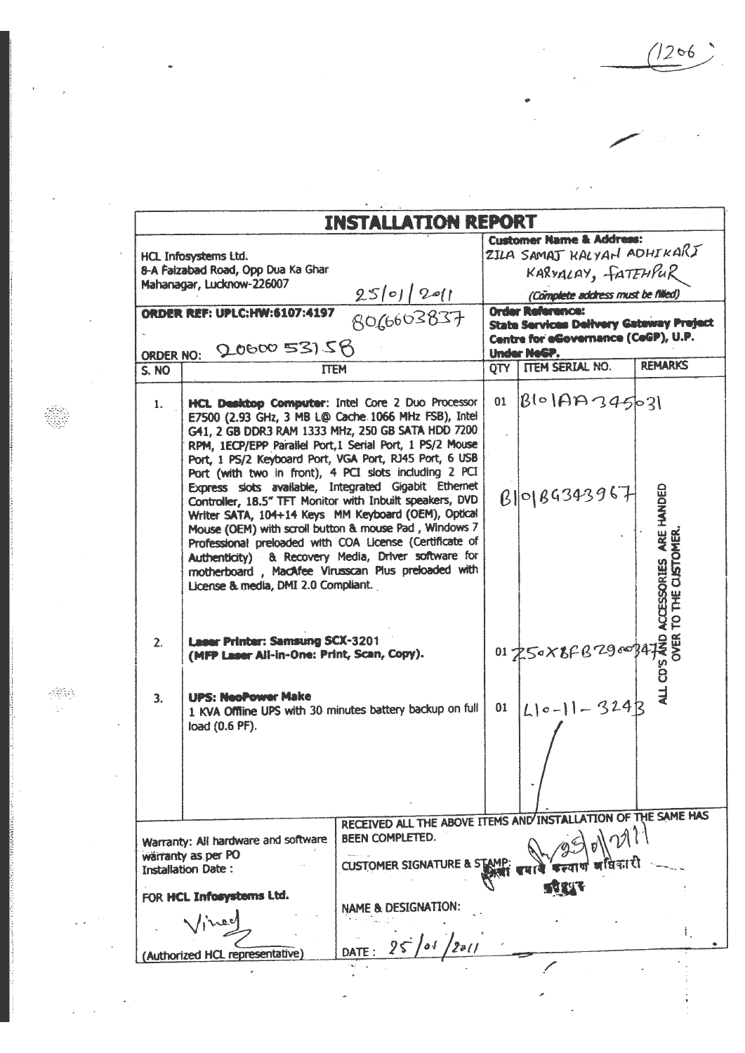(1206)

# INSTALLATION REPORT

| HCL Infosystems Ltd.<br>8-A Faizabad Road, Opp Dua Ka Ghar<br>Mahanagar, Lucknow-226007<br>25/01/2011 | | Customer Name & Address:<br>ZILA SAMAJ KALYAN ADHIKARI KARYALAY, FATEHPUR<br>*(Complete address must be filled)* | | |
|---|---|---|---|---|
| **ORDER REF: UPLC:HW:6107:4197** 8066603837<br>ORDER NO: 2060053158 | | **Order Reference:**<br>**State Services Delivery Gateway Project Centre for eGovernance (CeGP), U.P. Under NeGP.** | | |
| **S. NO** | **ITEM** | **QTY** | **ITEM SERIAL NO.** | **REMARKS** |
| 1. | **HCL Desktop Computer**: Intel Core 2 Duo Processor E7500 (2.93 GHz, 3 MB L@ Cache 1066 MHz FSB), Intel G41, 2 GB DDR3 RAM 1333 MHz, 250 GB SATA HDD 7200 RPM, 1ECP/EPP Parallel Port, 1 Serial Port, 1 PS/2 Mouse Port, 1 PS/2 Keyboard Port, VGA Port, RJ45 Port, 6 USB Port (with two in front), 4 PCI slots including 2 PCI Express slots available, Integrated Gigabit Ethernet Controller, 18.5" TFT Monitor with Inbuilt speakers, DVD Writer SATA, 104+14 Keys MM Keyboard (OEM), Optical Mouse (OEM) with scroll button & mouse Pad , Windows 7 Professional preloaded with COA License (Certificate of Authenticity) & Recovery Media, Driver software for motherboard , MacAfee Viruscan Plus preloaded with License & media, DMI 2.0 Compliant. | 01 | B101AA345031<br><br>B101BG343967 | ALL CD'S AND ACCESSORIES ARE HANDED OVER TO THE CUSTOMER. |
| 2. | **Laser Printer: Samsung SCX-3201 (MFP Laser All-in-One: Print, Scan, Copy).** | 01 | Z50XBFBZ900347 | |
| 3. | **UPS: NeoPower Make**<br>1 KVA Offline UPS with 30 minutes battery backup on full load (0.6 PF). | 01 | L10-11-3243 | |

| Warranty: All hardware and software warranty as per PO<br>Installation Date : | RECEIVED ALL THE ABOVE ITEMS AND INSTALLATION OF THE SAME HAS BEEN COMPLETED.<br>CUSTOMER SIGNATURE & STAMP: 25/01/2011 जिला समाज कल्याण अधिकारी फतेहपुर |
|---|---|
| FOR **HCL Infosystems Ltd.**<br>Vinod<br>(Authorized HCL representative) | NAME & DESIGNATION:<br>DATE : 25/01/2011 |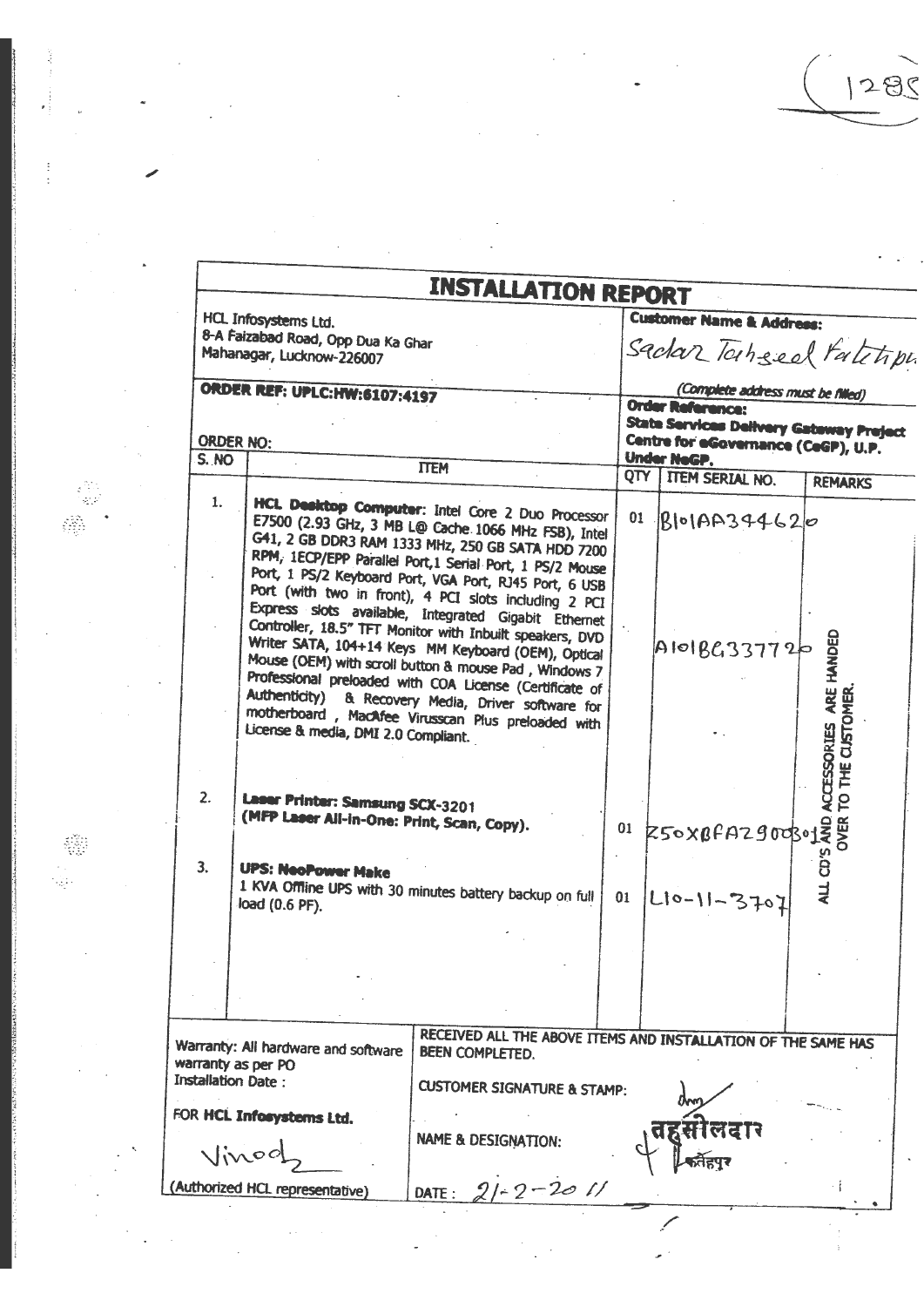(1285

# INSTALLATION REPORT

HCL Infosystems Ltd.
8-A Faizabad Road, Opp Dua Ka Ghar
Mahanagar, Lucknow-226007

**Customer Name & Address:**
Sadar Tahseel Fatehpur

(Complete address must be filled)

**ORDER REF: UPLC:HW:6107:4197**

**Order Reference:**
**State Services Delivery Gateway Project Centre for eGovernance (CeGP), U.P. Under NeGP.**

ORDER NO:

| S. NO | ITEM | QTY | ITEM SERIAL NO. | REMARKS |
|---|---|---|---|---|
| 1. | **HCL Desktop Computer**: Intel Core 2 Duo Processor E7500 (2.93 GHz, 3 MB L@ Cache 1066 MHz FSB), Intel G41, 2 GB DDR3 RAM 1333 MHz, 250 GB SATA HDD 7200 RPM, 1ECP/EPP Parallel Port,1 Serial Port, 1 PS/2 Mouse Port, 1 PS/2 Keyboard Port, VGA Port, RJ45 Port, 6 USB Port (with two in front), 4 PCI slots including 2 PCI Express slots available, Integrated Gigabit Ethernet Controller, 18.5" TFT Monitor with Inbuilt speakers, DVD Writer SATA, 104+14 Keys MM Keyboard (OEM), Optical Mouse (OEM) with scroll button & mouse Pad , Windows 7 Professional preloaded with COA License (Certificate of Authenticity) & Recovery Media, Driver software for motherboard , MacAfee Virusscan Plus preloaded with License & media, DMI 2.0 Compliant. | 01 | B101AA344620<br>A101BG337720 | ALL CD'S AND ACCESSORIES ARE HANDED OVER TO THE CUSTOMER. |
| 2. | **Laser Printer: Samsung SCX-3201** **(MFP Laser All-in-One: Print, Scan, Copy).** | 01 | Z50XBFAZ900301 | |
| 3. | **UPS: NeoPower Make** 1 KVA Offline UPS with 30 minutes battery backup on full load (0.6 PF). | 01 | L10-11-3707 | |

Warranty: All hardware and software warranty as per PO
Installation Date :

RECEIVED ALL THE ABOVE ITEMS AND INSTALLATION OF THE SAME HAS BEEN COMPLETED.

CUSTOMER SIGNATURE & STAMP:

FOR **HCL Infosystems Ltd.**

Vinod

(Authorized HCL representative)

NAME & DESIGNATION: तहसीलदार फतेहपुर

DATE : 21-2-2011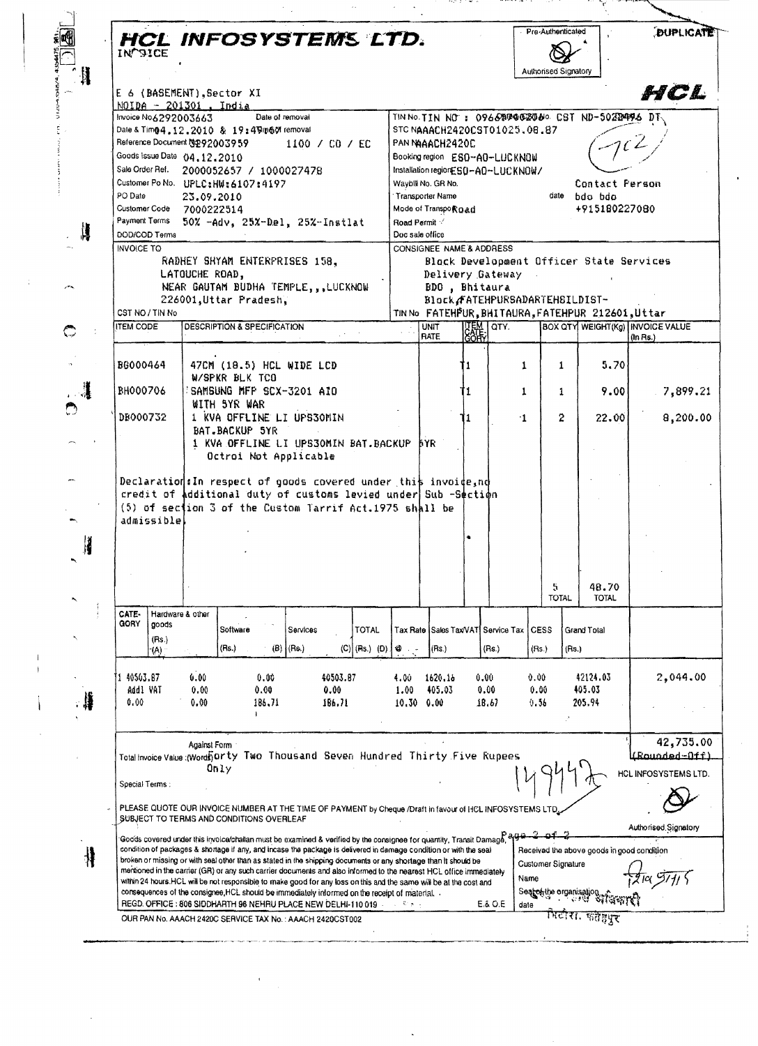# HCL INFOSYSTEMS LTD.

INVOICE

Pre-Authenticated

Authorised Signatory

**DUPLICATE**

**HCL**

E 6 (BASEMENT), Sector XI
NOIDA - 201301 , India

| | | | |
|---|---|---|---|
| Invoice No | 6292003663 | TIN No. | TIN NO : 09660000206 CST ND-5020496 DT |
| Date & Time of removal | 04.12.2010 & 19:49:50 | STC No | AAACH2420CST01025.08.87 |
| Reference Document No | 9292003959 1100 / CO / EC | PAN No | AAACH2420C |
| Goods Issue Date | 04.12.2010 | Booking region | ESO-AO-LUCKNOW |
| Sale Order Ref. | 2000052657 / 1000027478 | Installation region | ESO-AO-LUCKNOW/ |
| Customer Po No. | UPLC:HW:6107:4197 | Waybill No. GR No. | Contact Person |
| PO Date | 23.09.2010 | Transporter Name / date | bdo bdo |
| Customer Code | 7000222514 | Mode of Transport | Road +915180227080 |
| Payment Terms | 50% -Adv, 25%-Del, 25%-Instlat | Road Permit | |
| DOD/COD Terms | | Doc sale office | |

**INVOICE TO**

RADHEY SHYAM ENTERPRISES 158,
LATOUCHE ROAD,
NEAR GAUTAM BUDHA TEMPLE,,,LUCKNOW
226001,Uttar Pradesh,

CST NO / TIN No

**CONSIGNEE NAME & ADDRESS**

Block Development Officer State Services
Delivery Gateway
BDO , Bhitaura
Block,FATEHPURSADARTEHSILDIST-
TIN No FATEHPUR,BHITAURA,FATEHPUR 212601,Uttar

| ITEM CODE | DESCRIPTION & SPECIFICATION | UNIT RATE | ITEM CATEGORY | QTY. | BOX QTY | WEIGHT(Kg) | INVOICE VALUE (In Rs.) |
|---|---|---|---|---|---|---|---|
| BG000464 | 47CM (18.5) HCL WIDE LCD W/SPKR BLK TCO | | 1 | 1 | 1 | 5.70 | |
| BH000706 | SAMSUNG MFP SCX-3201 AIO WITH 5YR WAR | | 1 | 1 | 1 | 9.00 | 7,899.21 |
| DB000732 | 1 KVA OFFLINE LI UPS30MIN BAT.BACKUP 5YR<br>1 KVA OFFLINE LI UPS30MIN BAT.BACKUP 5YR<br>Octroi Not Applicable | | 1 | 1 | 2 | 22.00 | 8,200.00 |
| | Declaration:In respect of goods covered under this invoice,no credit of additional duty of customs levied under Sub -Section (5) of section 3 of the Custom Tarrif Act.1975 shall be admissible. | | | | | | |
| | | | | | 5 TOTAL | 48.70 TOTAL | |

| CATEGORY | Hardware & other goods (Rs.) (A) | Software (Rs.) (B) | Services (Rs.) (C) | TOTAL (Rs.) (D) | Tax Rate % | Sales Tax/VAT (Rs.) | Service Tax (Rs.) | CESS (Rs.) | Grand Total (Rs.) | |
|---|---|---|---|---|---|---|---|---|---|---|
| 1 | 40503.87 | 0.00 | 0.00 | 40503.87 | 4.00 | 1620.16 | 0.00 | 0.00 | 42124.03 | 2,044.00 |
| Addl VAT | 0.00 | 0.00 | 0.00 | 0.00 | 1.00 | 405.03 | 0.00 | 0.00 | 405.03 | |
| 0.00 | 0.00 | 0.00 | 186.71 | 186.71 | 10.30 | 0.00 | 18.67 | 0.56 | 205.94 | |

Against Form

Total Invoice Value :(Words) Forty Two Thousand Seven Hundred Thirty Five Rupees Only

**42,735.00**
(Rounded-Off)

14947

HCL INFOSYSTEMS LTD.

Special Terms :

PLEASE QUOTE OUR INVOICE NUMBER AT THE TIME OF PAYMENT by Cheque /Draft in favour of HCL INFOSYSTEMS LTD.
SUBJECT TO TERMS AND CONDITIONS OVERLEAF

Authorised Signatory

Goods covered under this invoice/challan must be examined & verified by the consignee for quantity, Transit Damage, condition of packages & shortage if any, and incase the package is delivered in damage condition or with the seal broken or missing or with seal other than as stated in the shipping documents or any shortage than it should be mentioned in the carrier (GR) or any such carrier documents and also informed to the nearest HCL office immediately within 24 hours.HCL will be not responsible to make good for any loss on this and the same will be at the cost and consequences of the consignee,HCL should be immediately informed on the receipt of material.

REGD. OFFICE : 806 SIDDHARTH 96 NEHRU PLACE NEW DELHI-110 019 E.& O.E

OUR PAN No. AAACH 2420C SERVICE TAX No. : AAACH 2420CST002

Received the above goods in good condition
Customer Signature
Name
Seal of the organisation खण्ड विकास अधिकारी
date
भिटौरा, फतेहपुर